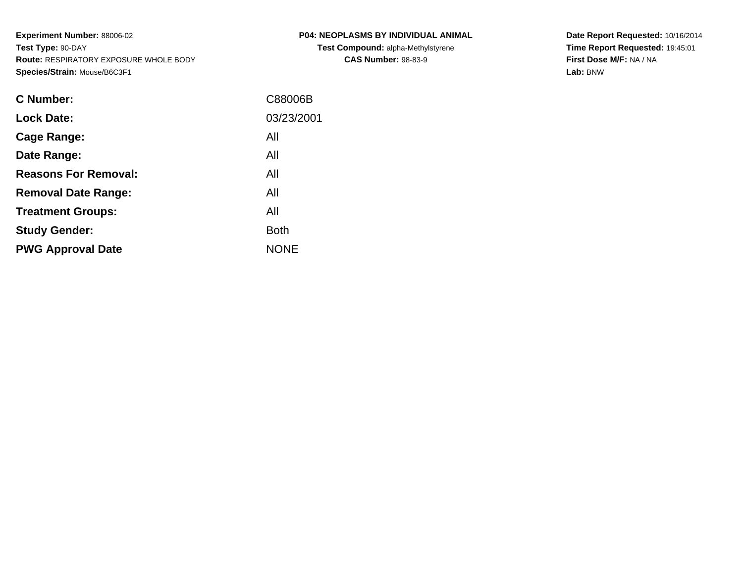**Experiment Number:** 88006-02
**Test Type:** 90-DAY
**Route:** RESPIRATORY EXPOSURE WHOLE BODY
**Species/Strain:** Mouse/B6C3F1

**P04: NEOPLASMS BY INDIVIDUAL ANIMAL**
**Test Compound:** alpha-Methylstyrene
**CAS Number:** 98-83-9

**Date Report Requested:** 10/16/2014
**Time Report Requested:** 19:45:01
**First Dose M/F:** NA / NA
**Lab:** BNW

| | |
|---|---|
| **C Number:** | C88006B |
| **Lock Date:** | 03/23/2001 |
| **Cage Range:** | All |
| **Date Range:** | All |
| **Reasons For Removal:** | All |
| **Removal Date Range:** | All |
| **Treatment Groups:** | All |
| **Study Gender:** | Both |
| **PWG Approval Date** | NONE |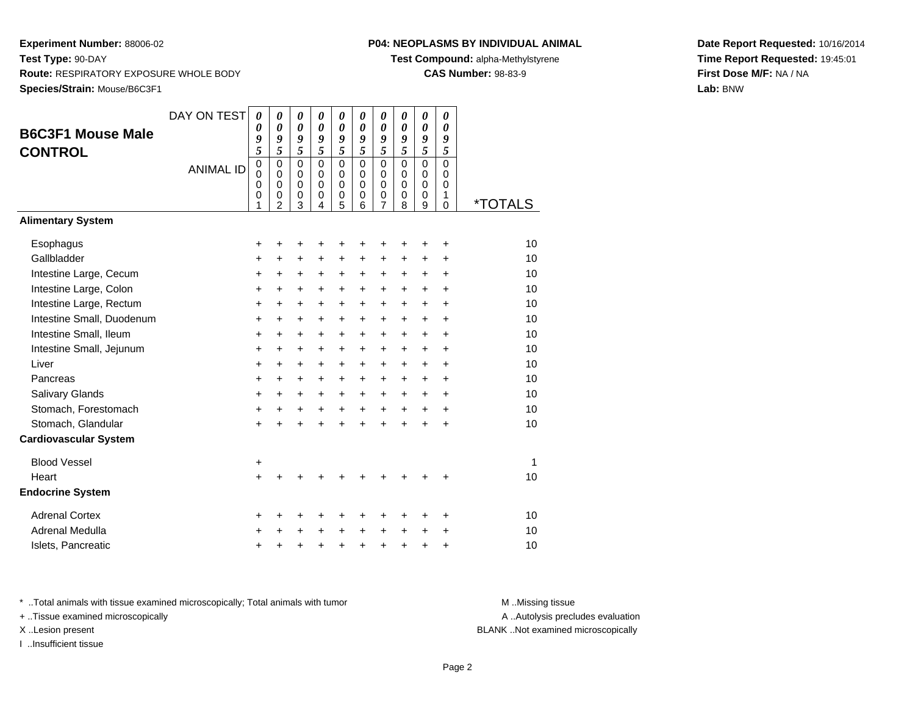**Experiment Number:** 88006-02
**Test Type:** 90-DAY
**Route:** RESPIRATORY EXPOSURE WHOLE BODY
**Species/Strain:** Mouse/B6C3F1

**P04: NEOPLASMS BY INDIVIDUAL ANIMAL**
**Test Compound:** alpha-Methylstyrene
**CAS Number:** 98-83-9

**Date Report Requested:** 10/16/2014
**Time Report Requested:** 19:45:01
**First Dose M/F:** NA / NA
**Lab:** BNW

## B6C3F1 Mouse Male CONTROL

| DAY ON TEST | 0095 | 0095 | 0095 | 0095 | 0095 | 0095 | 0095 | 0095 | 0095 | 0095 | |
|---|---|---|---|---|---|---|---|---|---|---|---|
| **ANIMAL ID** | 00001 | 00002 | 00003 | 00004 | 00005 | 00006 | 00007 | 00008 | 00009 | 00010 | ***TOTALS** |
| **Alimentary System** | | | | | | | | | | | |
| Esophagus | + | + | + | + | + | + | + | + | + | + | 10 |
| Gallbladder | + | + | + | + | + | + | + | + | + | + | 10 |
| Intestine Large, Cecum | + | + | + | + | + | + | + | + | + | + | 10 |
| Intestine Large, Colon | + | + | + | + | + | + | + | + | + | + | 10 |
| Intestine Large, Rectum | + | + | + | + | + | + | + | + | + | + | 10 |
| Intestine Small, Duodenum | + | + | + | + | + | + | + | + | + | + | 10 |
| Intestine Small, Ileum | + | + | + | + | + | + | + | + | + | + | 10 |
| Intestine Small, Jejunum | + | + | + | + | + | + | + | + | + | + | 10 |
| Liver | + | + | + | + | + | + | + | + | + | + | 10 |
| Pancreas | + | + | + | + | + | + | + | + | + | + | 10 |
| Salivary Glands | + | + | + | + | + | + | + | + | + | + | 10 |
| Stomach, Forestomach | + | + | + | + | + | + | + | + | + | + | 10 |
| Stomach, Glandular | + | + | + | + | + | + | + | + | + | + | 10 |
| **Cardiovascular System** | | | | | | | | | | | |
| Blood Vessel | + | | | | | | | | | | 1 |
| Heart | + | + | + | + | + | + | + | + | + | + | 10 |
| **Endocrine System** | | | | | | | | | | | |
| Adrenal Cortex | + | + | + | + | + | + | + | + | + | + | 10 |
| Adrenal Medulla | + | + | + | + | + | + | + | + | + | + | 10 |
| Islets, Pancreatic | + | + | + | + | + | + | + | + | + | + | 10 |

* ..Total animals with tissue examined microscopically; Total animals with tumor
+ ..Tissue examined microscopically
X ..Lesion present
I ..Insufficient tissue

M ..Missing tissue
A ..Autolysis precludes evaluation
BLANK ..Not examined microscopically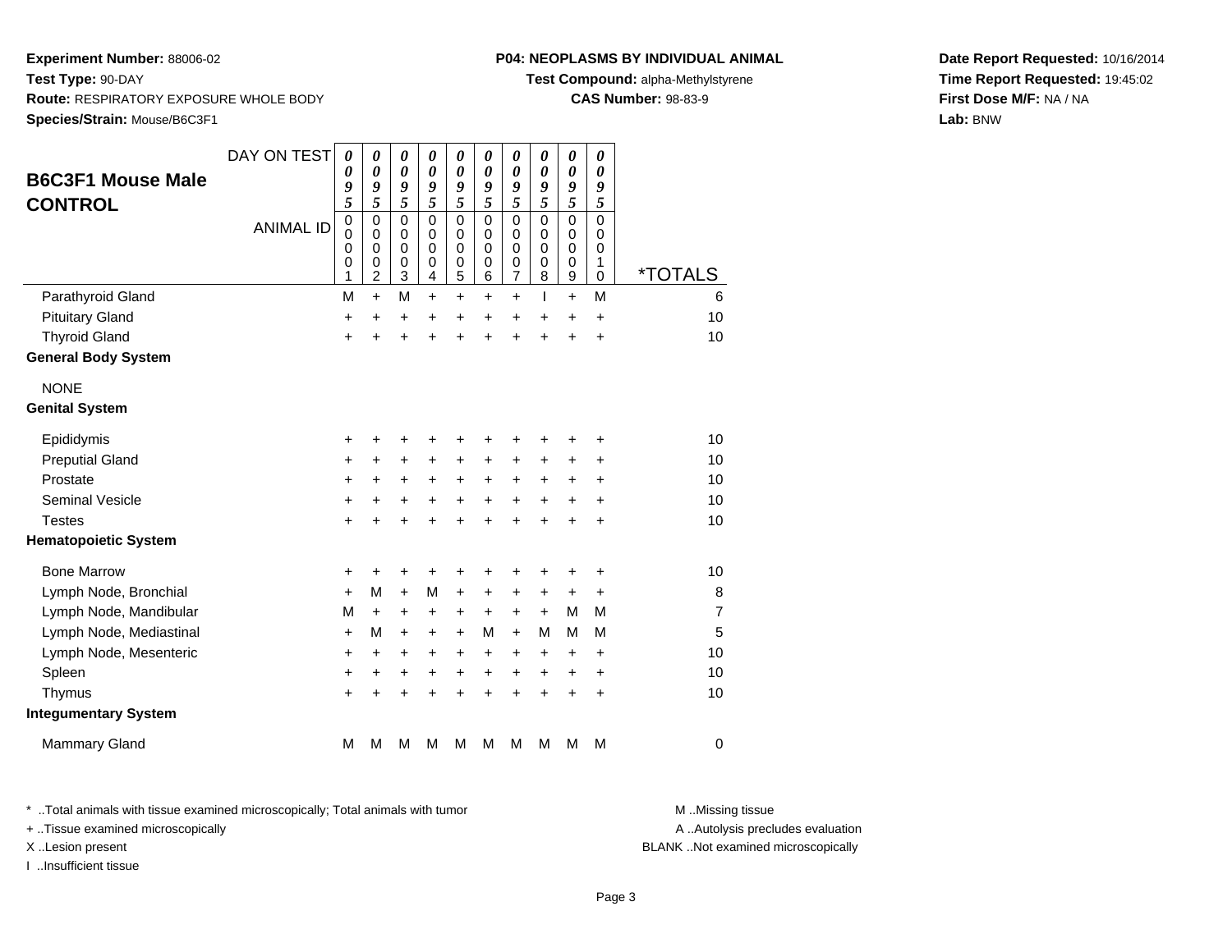**Experiment Number:** 88006-02
**Test Type:** 90-DAY
**Route:** RESPIRATORY EXPOSURE WHOLE BODY
**Species/Strain:** Mouse/B6C3F1

**P04: NEOPLASMS BY INDIVIDUAL ANIMAL**
**Test Compound:** alpha-Methylstyrene
**CAS Number:** 98-83-9

**Date Report Requested:** 10/16/2014
**Time Report Requested:** 19:45:02
**First Dose M/F:** NA / NA
**Lab:** BNW

## B6C3F1 Mouse Male CONTROL

| DAY ON TEST | 0095 | 0095 | 0095 | 0095 | 0095 | 0095 | 0095 | 0095 | 0095 | 0095 | |
|---|---|---|---|---|---|---|---|---|---|---|---|
| **ANIMAL ID** | 00001 | 00002 | 00003 | 00004 | 00005 | 00006 | 00007 | 00008 | 00009 | 00010 | ***TOTALS** |
| Parathyroid Gland | M | + | M | + | + | + | + | I | + | M | 6 |
| Pituitary Gland | + | + | + | + | + | + | + | + | + | + | 10 |
| Thyroid Gland | + | + | + | + | + | + | + | + | + | + | 10 |
| **General Body System** | | | | | | | | | | | |
| NONE | | | | | | | | | | | |
| **Genital System** | | | | | | | | | | | |
| Epididymis | + | + | + | + | + | + | + | + | + | + | 10 |
| Preputial Gland | + | + | + | + | + | + | + | + | + | + | 10 |
| Prostate | + | + | + | + | + | + | + | + | + | + | 10 |
| Seminal Vesicle | + | + | + | + | + | + | + | + | + | + | 10 |
| Testes | + | + | + | + | + | + | + | + | + | + | 10 |
| **Hematopoietic System** | | | | | | | | | | | |
| Bone Marrow | + | + | + | + | + | + | + | + | + | + | 10 |
| Lymph Node, Bronchial | + | M | + | M | + | + | + | + | + | + | 8 |
| Lymph Node, Mandibular | M | + | + | + | + | + | + | + | M | M | 7 |
| Lymph Node, Mediastinal | + | M | + | + | + | M | + | M | M | M | 5 |
| Lymph Node, Mesenteric | + | + | + | + | + | + | + | + | + | + | 10 |
| Spleen | + | + | + | + | + | + | + | + | + | + | 10 |
| Thymus | + | + | + | + | + | + | + | + | + | + | 10 |
| **Integumentary System** | | | | | | | | | | | |
| Mammary Gland | M | M | M | M | M | M | M | M | M | M | 0 |

* ..Total animals with tissue examined microscopically; Total animals with tumor
+ ..Tissue examined microscopically
X ..Lesion present
I ..Insufficient tissue

M ..Missing tissue
A ..Autolysis precludes evaluation
BLANK ..Not examined microscopically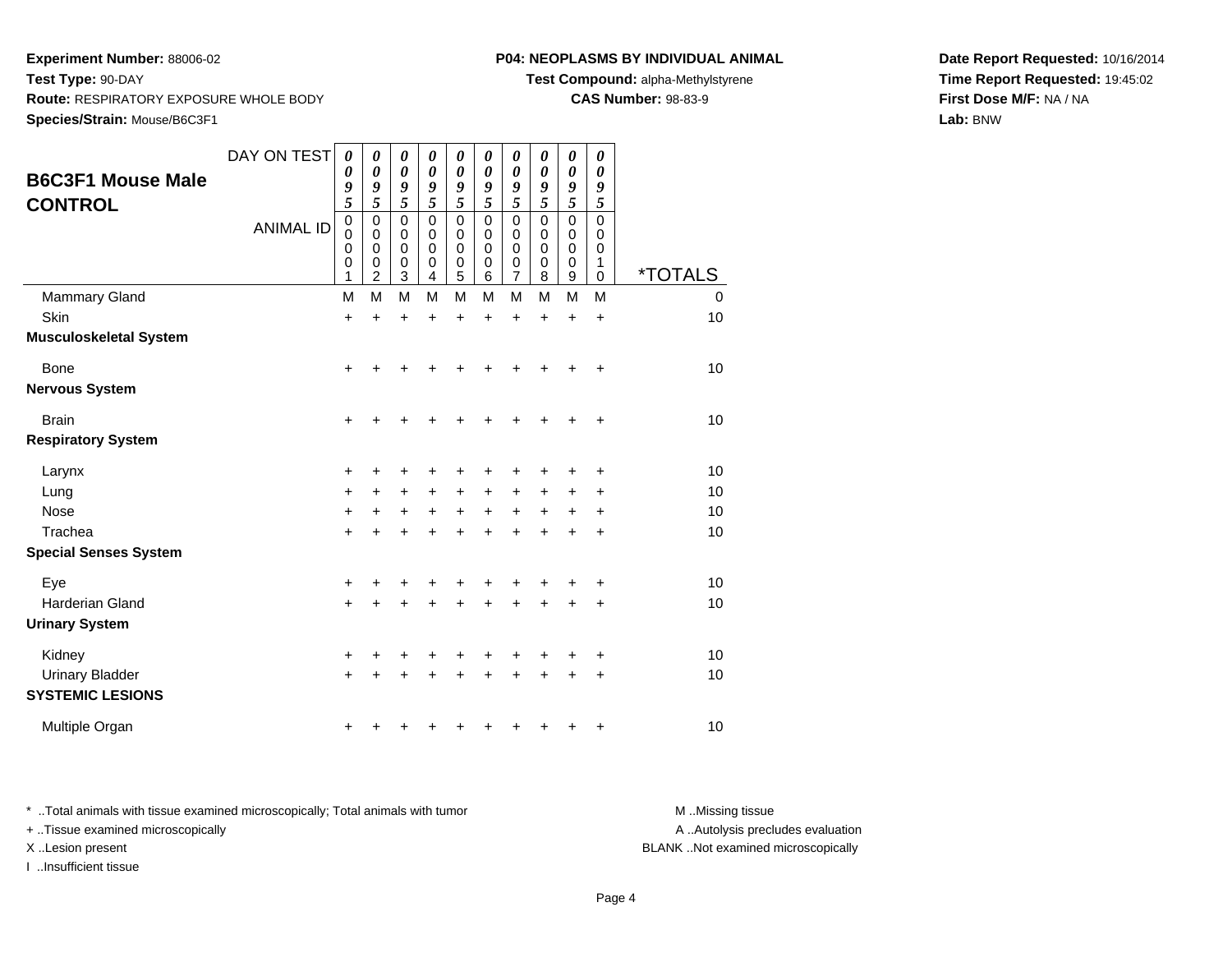**Experiment Number:** 88006-02
**Test Type:** 90-DAY
**Route:** RESPIRATORY EXPOSURE WHOLE BODY
**Species/Strain:** Mouse/B6C3F1

**P04: NEOPLASMS BY INDIVIDUAL ANIMAL**
**Test Compound:** alpha-Methylstyrene
**CAS Number:** 98-83-9

**Date Report Requested:** 10/16/2014
**Time Report Requested:** 19:45:02
**First Dose M/F:** NA / NA
**Lab:** BNW

## B6C3F1 Mouse Male CONTROL

| DAY ON TEST | 0095 | 0095 | 0095 | 0095 | 0095 | 0095 | 0095 | 0095 | 0095 | 0095 | |
|---|---|---|---|---|---|---|---|---|---|---|---|
| ANIMAL ID | 00001 | 00002 | 00003 | 00004 | 00005 | 00006 | 00007 | 00008 | 00009 | 00010 | *TOTALS |
| Mammary Gland | M | M | M | M | M | M | M | M | M | M | 0 |
| Skin | + | + | + | + | + | + | + | + | + | + | 10 |
| **Musculoskeletal System** | | | | | | | | | | | |
| Bone | + | + | + | + | + | + | + | + | + | + | 10 |
| **Nervous System** | | | | | | | | | | | |
| Brain | + | + | + | + | + | + | + | + | + | + | 10 |
| **Respiratory System** | | | | | | | | | | | |
| Larynx | + | + | + | + | + | + | + | + | + | + | 10 |
| Lung | + | + | + | + | + | + | + | + | + | + | 10 |
| Nose | + | + | + | + | + | + | + | + | + | + | 10 |
| Trachea | + | + | + | + | + | + | + | + | + | + | 10 |
| **Special Senses System** | | | | | | | | | | | |
| Eye | + | + | + | + | + | + | + | + | + | + | 10 |
| Harderian Gland | + | + | + | + | + | + | + | + | + | + | 10 |
| **Urinary System** | | | | | | | | | | | |
| Kidney | + | + | + | + | + | + | + | + | + | + | 10 |
| Urinary Bladder | + | + | + | + | + | + | + | + | + | + | 10 |
| **SYSTEMIC LESIONS** | | | | | | | | | | | |
| Multiple Organ | + | + | + | + | + | + | + | + | + | + | 10 |

* ..Total animals with tissue examined microscopically; Total animals with tumor
+ ..Tissue examined microscopically
X ..Lesion present
I ..Insufficient tissue

M ..Missing tissue
A ..Autolysis precludes evaluation
BLANK ..Not examined microscopically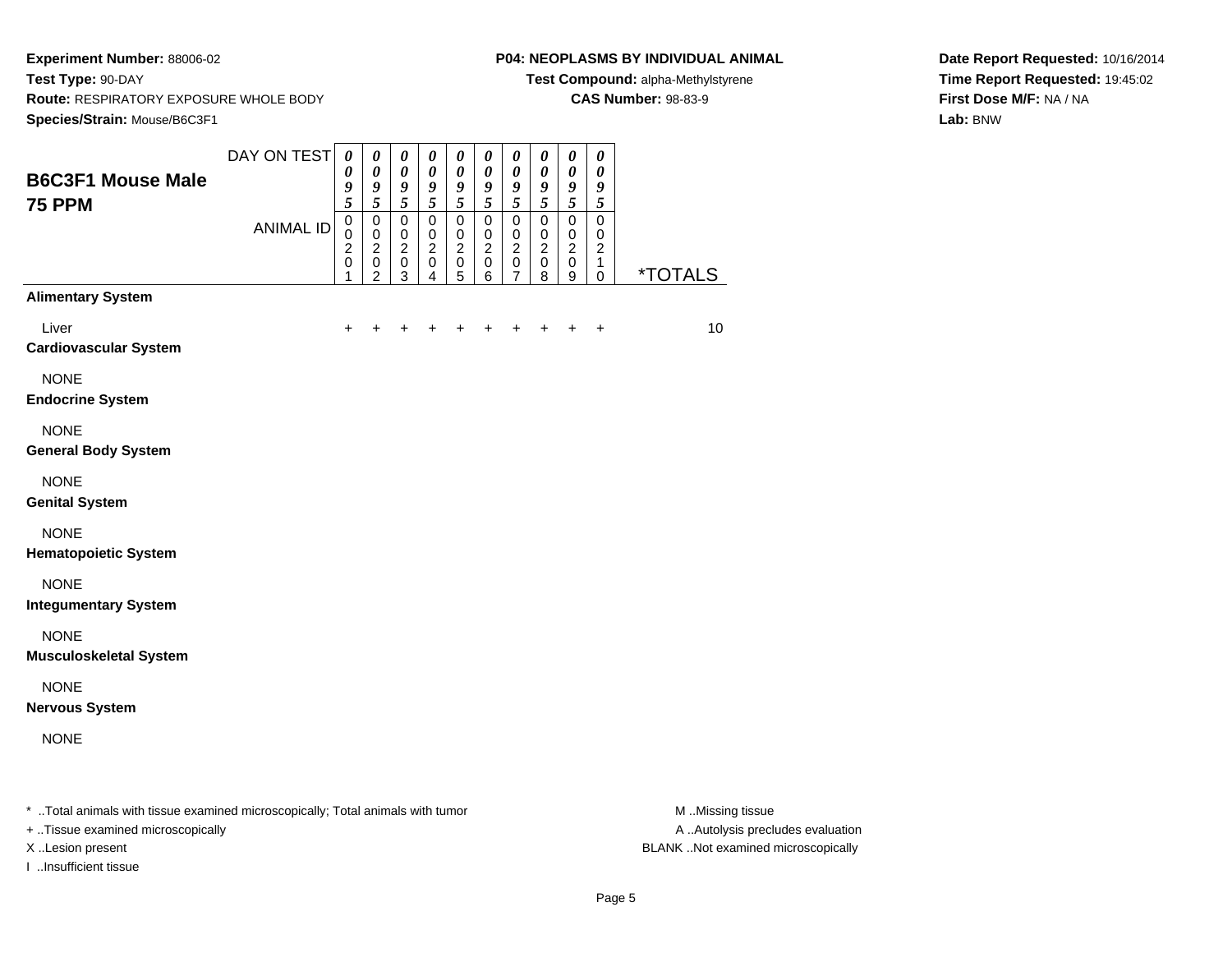**Experiment Number:** 88006-02
**Test Type:** 90-DAY
**Route:** RESPIRATORY EXPOSURE WHOLE BODY
**Species/Strain:** Mouse/B6C3F1

**P04: NEOPLASMS BY INDIVIDUAL ANIMAL**
**Test Compound:** alpha-Methylstyrene
**CAS Number:** 98-83-9

**Date Report Requested:** 10/16/2014
**Time Report Requested:** 19:45:02
**First Dose M/F:** NA / NA
**Lab:** BNW

## B6C3F1 Mouse Male
## 75 PPM

| DAY ON TEST | 0095 | 0095 | 0095 | 0095 | 0095 | 0095 | 0095 | 0095 | 0095 | 0095 | |
|---|---|---|---|---|---|---|---|---|---|---|---|
| ANIMAL ID | 00201 | 00202 | 00203 | 00204 | 00205 | 00206 | 00207 | 00208 | 00209 | 00210 | *TOTALS |
| **Alimentary System** | | | | | | | | | | | |
| Liver | + | + | + | + | + | + | + | + | + | + | 10 |
| **Cardiovascular System** | | | | | | | | | | | |
| NONE | | | | | | | | | | | |
| **Endocrine System** | | | | | | | | | | | |
| NONE | | | | | | | | | | | |
| **General Body System** | | | | | | | | | | | |
| NONE | | | | | | | | | | | |
| **Genital System** | | | | | | | | | | | |
| NONE | | | | | | | | | | | |
| **Hematopoietic System** | | | | | | | | | | | |
| NONE | | | | | | | | | | | |
| **Integumentary System** | | | | | | | | | | | |
| NONE | | | | | | | | | | | |
| **Musculoskeletal System** | | | | | | | | | | | |
| NONE | | | | | | | | | | | |
| **Nervous System** | | | | | | | | | | | |
| NONE | | | | | | | | | | | |

* ..Total animals with tissue examined microscopically; Total animals with tumor
+ ..Tissue examined microscopically
X ..Lesion present
I ..Insufficient tissue

M ..Missing tissue
A ..Autolysis precludes evaluation
BLANK ..Not examined microscopically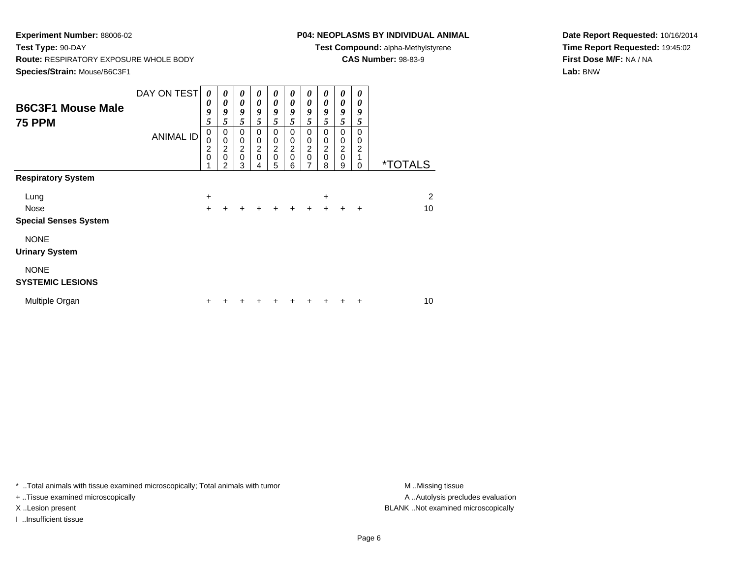**Experiment Number:** 88006-02
**Test Type:** 90-DAY
**Route:** RESPIRATORY EXPOSURE WHOLE BODY
**Species/Strain:** Mouse/B6C3F1

**P04: NEOPLASMS BY INDIVIDUAL ANIMAL**
**Test Compound:** alpha-Methylstyrene
**CAS Number:** 98-83-9

**Date Report Requested:** 10/16/2014
**Time Report Requested:** 19:45:02
**First Dose M/F:** NA / NA
**Lab:** BNW

## B6C3F1 Mouse Male
## 75 PPM

| DAY ON TEST | 0095 | 0095 | 0095 | 0095 | 0095 | 0095 | 0095 | 0095 | 0095 | 0095 | |
|---|---|---|---|---|---|---|---|---|---|---|---|
| ANIMAL ID | 00201 | 00202 | 00203 | 00204 | 00205 | 00206 | 00207 | 00208 | 00209 | 00210 | *TOTALS |
| **Respiratory System** | | | | | | | | | | | |
| Lung | + | | | | | | | + | | | 2 |
| Nose | + | + | + | + | + | + | + | + | + | + | 10 |
| **Special Senses System** | | | | | | | | | | | |
| NONE | | | | | | | | | | | |
| **Urinary System** | | | | | | | | | | | |
| NONE | | | | | | | | | | | |
| **SYSTEMIC LESIONS** | | | | | | | | | | | |
| Multiple Organ | + | + | + | + | + | + | + | + | + | + | 10 |

* ..Total animals with tissue examined microscopically; Total animals with tumor
+ ..Tissue examined microscopically
X ..Lesion present
I ..Insufficient tissue

M ..Missing tissue
A ..Autolysis precludes evaluation
BLANK ..Not examined microscopically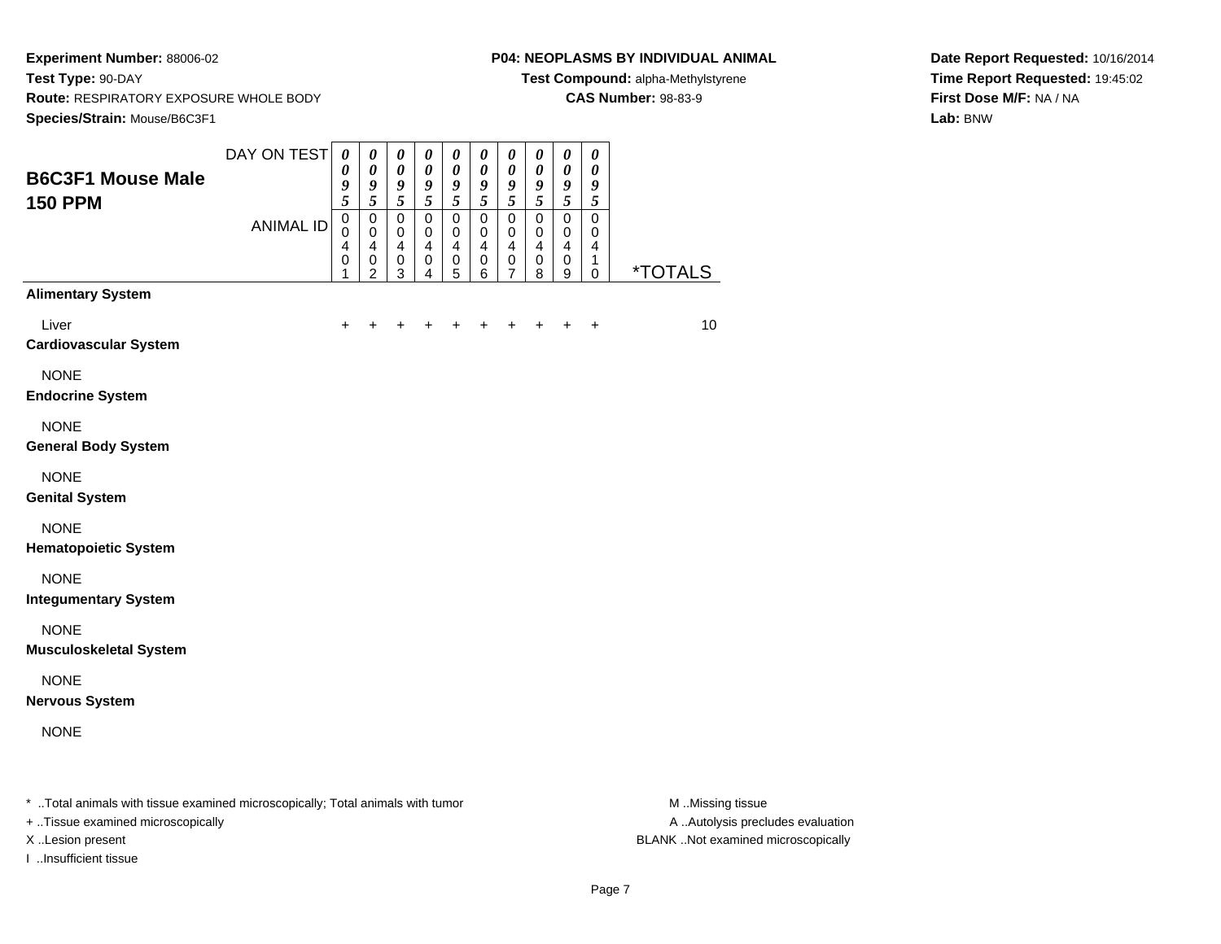**Experiment Number:** 88006-02
**Test Type:** 90-DAY
**Route:** RESPIRATORY EXPOSURE WHOLE BODY
**Species/Strain:** Mouse/B6C3F1

**P04: NEOPLASMS BY INDIVIDUAL ANIMAL**
**Test Compound:** alpha-Methylstyrene
**CAS Number:** 98-83-9

**Date Report Requested:** 10/16/2014
**Time Report Requested:** 19:45:02
**First Dose M/F:** NA / NA
**Lab:** BNW

## B6C3F1 Mouse Male 150 PPM

| DAY ON TEST | 0095 | 0095 | 0095 | 0095 | 0095 | 0095 | 0095 | 0095 | 0095 | 0095 | |
|---|---|---|---|---|---|---|---|---|---|---|---|
| ANIMAL ID | 00401 | 00402 | 00403 | 00404 | 00405 | 00406 | 00407 | 00408 | 00409 | 00410 | *TOTALS |
| **Alimentary System** | | | | | | | | | | | |
| Liver | + | + | + | + | + | + | + | + | + | + | 10 |
| **Cardiovascular System** | | | | | | | | | | | |
| NONE | | | | | | | | | | | |
| **Endocrine System** | | | | | | | | | | | |
| NONE | | | | | | | | | | | |
| **General Body System** | | | | | | | | | | | |
| NONE | | | | | | | | | | | |
| **Genital System** | | | | | | | | | | | |
| NONE | | | | | | | | | | | |
| **Hematopoietic System** | | | | | | | | | | | |
| NONE | | | | | | | | | | | |
| **Integumentary System** | | | | | | | | | | | |
| NONE | | | | | | | | | | | |
| **Musculoskeletal System** | | | | | | | | | | | |
| NONE | | | | | | | | | | | |
| **Nervous System** | | | | | | | | | | | |
| NONE | | | | | | | | | | | |

* ..Total animals with tissue examined microscopically; Total animals with tumor
+ ..Tissue examined microscopically
X ..Lesion present
I ..Insufficient tissue

M ..Missing tissue
A ..Autolysis precludes evaluation
BLANK ..Not examined microscopically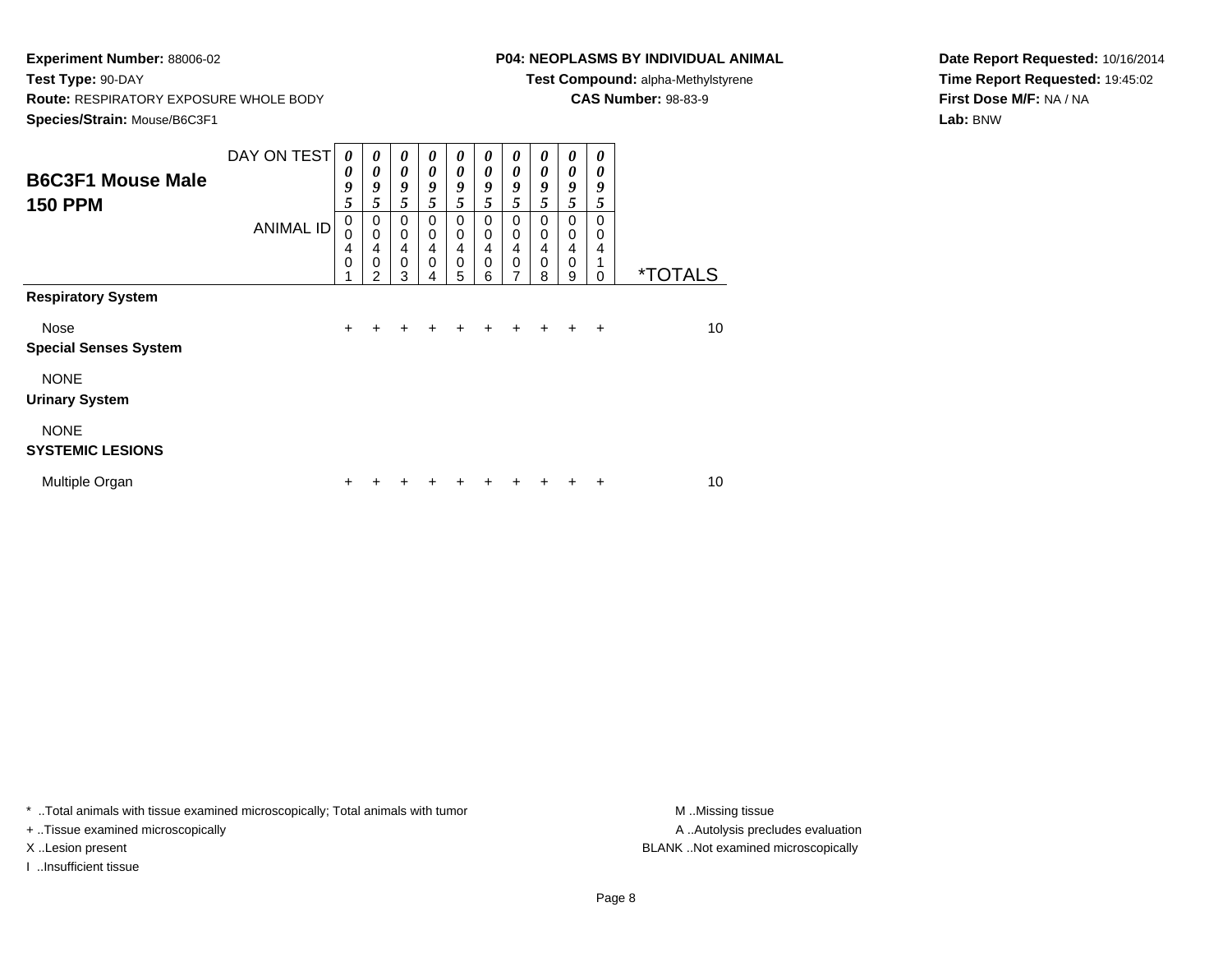**Experiment Number:** 88006-02
**Test Type:** 90-DAY
**Route:** RESPIRATORY EXPOSURE WHOLE BODY
**Species/Strain:** Mouse/B6C3F1

**P04: NEOPLASMS BY INDIVIDUAL ANIMAL**
**Test Compound:** alpha-Methylstyrene
**CAS Number:** 98-83-9

**Date Report Requested:** 10/16/2014
**Time Report Requested:** 19:45:02
**First Dose M/F:** NA / NA
**Lab:** BNW

## B6C3F1 Mouse Male 150 PPM

| DAY ON TEST | 0095 | 0095 | 0095 | 0095 | 0095 | 0095 | 0095 | 0095 | 0095 | 0095 | |
|---|---|---|---|---|---|---|---|---|---|---|---|
| ANIMAL ID | 00401 | 00402 | 00403 | 00404 | 00405 | 00406 | 00407 | 00408 | 00409 | 00410 | *TOTALS |
| **Respiratory System** | | | | | | | | | | | |
| Nose | + | + | + | + | + | + | + | + | + | + | 10 |
| **Special Senses System** | | | | | | | | | | | |
| NONE | | | | | | | | | | | |
| **Urinary System** | | | | | | | | | | | |
| NONE | | | | | | | | | | | |
| **SYSTEMIC LESIONS** | | | | | | | | | | | |
| Multiple Organ | + | + | + | + | + | + | + | + | + | + | 10 |

\* ..Total animals with tissue examined microscopically; Total animals with tumor
+ ..Tissue examined microscopically
X ..Lesion present
I ..Insufficient tissue

M ..Missing tissue
A ..Autolysis precludes evaluation
BLANK ..Not examined microscopically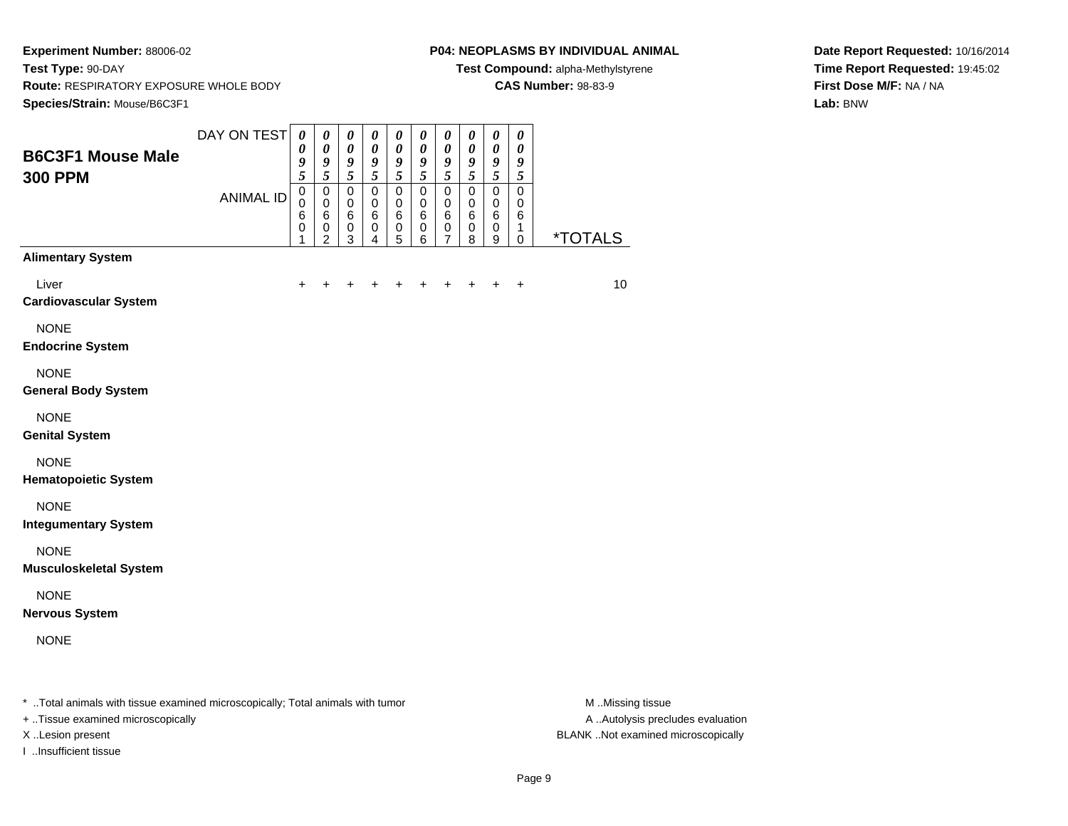**Experiment Number:** 88006-02
**Test Type:** 90-DAY
**Route:** RESPIRATORY EXPOSURE WHOLE BODY
**Species/Strain:** Mouse/B6C3F1

**P04: NEOPLASMS BY INDIVIDUAL ANIMAL**
**Test Compound:** alpha-Methylstyrene
**CAS Number:** 98-83-9

**Date Report Requested:** 10/16/2014
**Time Report Requested:** 19:45:02
**First Dose M/F:** NA / NA
**Lab:** BNW

## B6C3F1 Mouse Male 300 PPM

| DAY ON TEST | 0095 | 0095 | 0095 | 0095 | 0095 | 0095 | 0095 | 0095 | 0095 | 0095 | |
|---|---|---|---|---|---|---|---|---|---|---|---|
| ANIMAL ID | 00601 | 00602 | 00603 | 00604 | 00605 | 00606 | 00607 | 00608 | 00609 | 00610 | *TOTALS |
| **Alimentary System** | | | | | | | | | | | |
| Liver | + | + | + | + | + | + | + | + | + | + | 10 |
| **Cardiovascular System** | | | | | | | | | | | |
| NONE | | | | | | | | | | | |
| **Endocrine System** | | | | | | | | | | | |
| NONE | | | | | | | | | | | |
| **General Body System** | | | | | | | | | | | |
| NONE | | | | | | | | | | | |
| **Genital System** | | | | | | | | | | | |
| NONE | | | | | | | | | | | |
| **Hematopoietic System** | | | | | | | | | | | |
| NONE | | | | | | | | | | | |
| **Integumentary System** | | | | | | | | | | | |
| NONE | | | | | | | | | | | |
| **Musculoskeletal System** | | | | | | | | | | | |
| NONE | | | | | | | | | | | |
| **Nervous System** | | | | | | | | | | | |
| NONE | | | | | | | | | | | |

* ..Total animals with tissue examined microscopically; Total animals with tumor
+ ..Tissue examined microscopically
X ..Lesion present
I ..Insufficient tissue

M ..Missing tissue
A ..Autolysis precludes evaluation
BLANK ..Not examined microscopically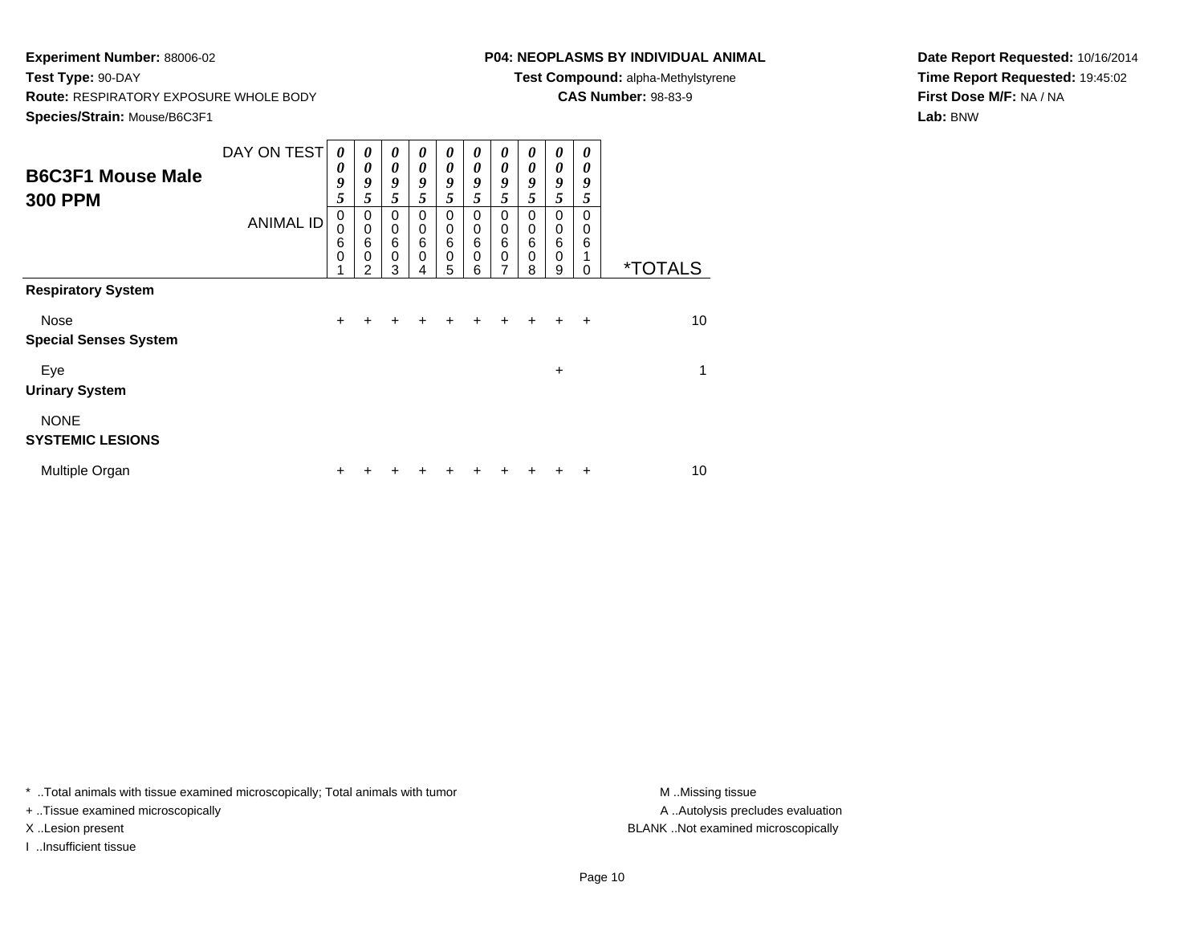**Experiment Number:** 88006-02
**Test Type:** 90-DAY
**Route:** RESPIRATORY EXPOSURE WHOLE BODY
**Species/Strain:** Mouse/B6C3F1

**P04: NEOPLASMS BY INDIVIDUAL ANIMAL**
**Test Compound:** alpha-Methylstyrene
**CAS Number:** 98-83-9

**Date Report Requested:** 10/16/2014
**Time Report Requested:** 19:45:02
**First Dose M/F:** NA / NA
**Lab:** BNW

## B6C3F1 Mouse Male 300 PPM

| DAY ON TEST | 0095 | 0095 | 0095 | 0095 | 0095 | 0095 | 0095 | 0095 | 0095 | 0095 | |
|---|---|---|---|---|---|---|---|---|---|---|---|
| ANIMAL ID | 00601 | 00602 | 00603 | 00604 | 00605 | 00606 | 00607 | 00608 | 00609 | 00610 | *TOTALS |
| **Respiratory System** | | | | | | | | | | | |
| Nose | + | + | + | + | + | + | + | + | + | + | 10 |
| **Special Senses System** | | | | | | | | | | | |
| Eye | | | | | | | | | + | | 1 |
| **Urinary System** | | | | | | | | | | | |
| NONE | | | | | | | | | | | |
| **SYSTEMIC LESIONS** | | | | | | | | | | | |
| Multiple Organ | + | + | + | + | + | + | + | + | + | + | 10 |

* ..Total animals with tissue examined microscopically; Total animals with tumor
+ ..Tissue examined microscopically
X ..Lesion present
I ..Insufficient tissue

M ..Missing tissue
A ..Autolysis precludes evaluation
BLANK ..Not examined microscopically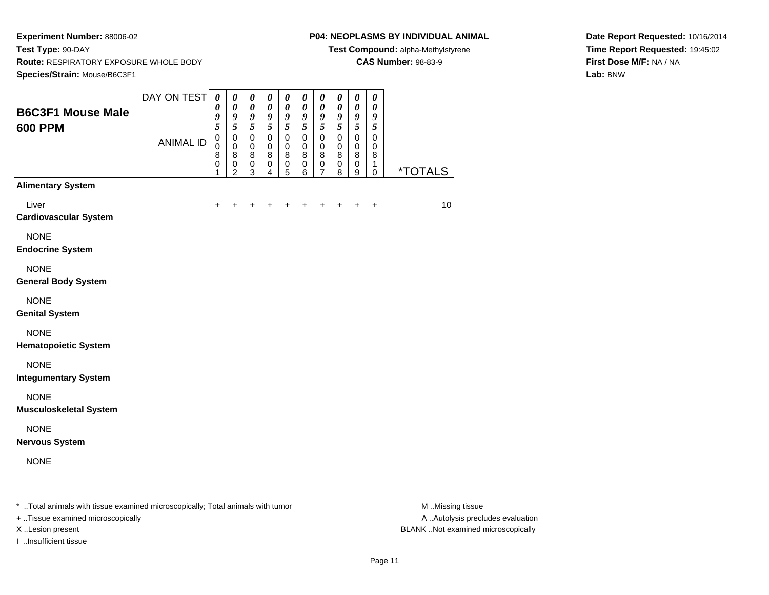**Experiment Number:** 88006-02
**Test Type:** 90-DAY
**Route:** RESPIRATORY EXPOSURE WHOLE BODY
**Species/Strain:** Mouse/B6C3F1

**P04: NEOPLASMS BY INDIVIDUAL ANIMAL**
**Test Compound:** alpha-Methylstyrene
**CAS Number:** 98-83-9

**Date Report Requested:** 10/16/2014
**Time Report Requested:** 19:45:02
**First Dose M/F:** NA / NA
**Lab:** BNW

## B6C3F1 Mouse Male 600 PPM

| DAY ON TEST | 0095 | 0095 | 0095 | 0095 | 0095 | 0095 | 0095 | 0095 | 0095 | 0095 | |
|---|---|---|---|---|---|---|---|---|---|---|---|
| ANIMAL ID | 00801 | 00802 | 00803 | 00804 | 00805 | 00806 | 00807 | 00808 | 00809 | 00810 | *TOTALS |
| **Alimentary System** | | | | | | | | | | | |
| Liver | + | + | + | + | + | + | + | + | + | + | 10 |
| **Cardiovascular System** | | | | | | | | | | | |
| NONE | | | | | | | | | | | |
| **Endocrine System** | | | | | | | | | | | |
| NONE | | | | | | | | | | | |
| **General Body System** | | | | | | | | | | | |
| NONE | | | | | | | | | | | |
| **Genital System** | | | | | | | | | | | |
| NONE | | | | | | | | | | | |
| **Hematopoietic System** | | | | | | | | | | | |
| NONE | | | | | | | | | | | |
| **Integumentary System** | | | | | | | | | | | |
| NONE | | | | | | | | | | | |
| **Musculoskeletal System** | | | | | | | | | | | |
| NONE | | | | | | | | | | | |
| **Nervous System** | | | | | | | | | | | |
| NONE | | | | | | | | | | | |

* ..Total animals with tissue examined microscopically; Total animals with tumor
+ ..Tissue examined microscopically
X ..Lesion present
I ..Insufficient tissue

M ..Missing tissue
A ..Autolysis precludes evaluation
BLANK ..Not examined microscopically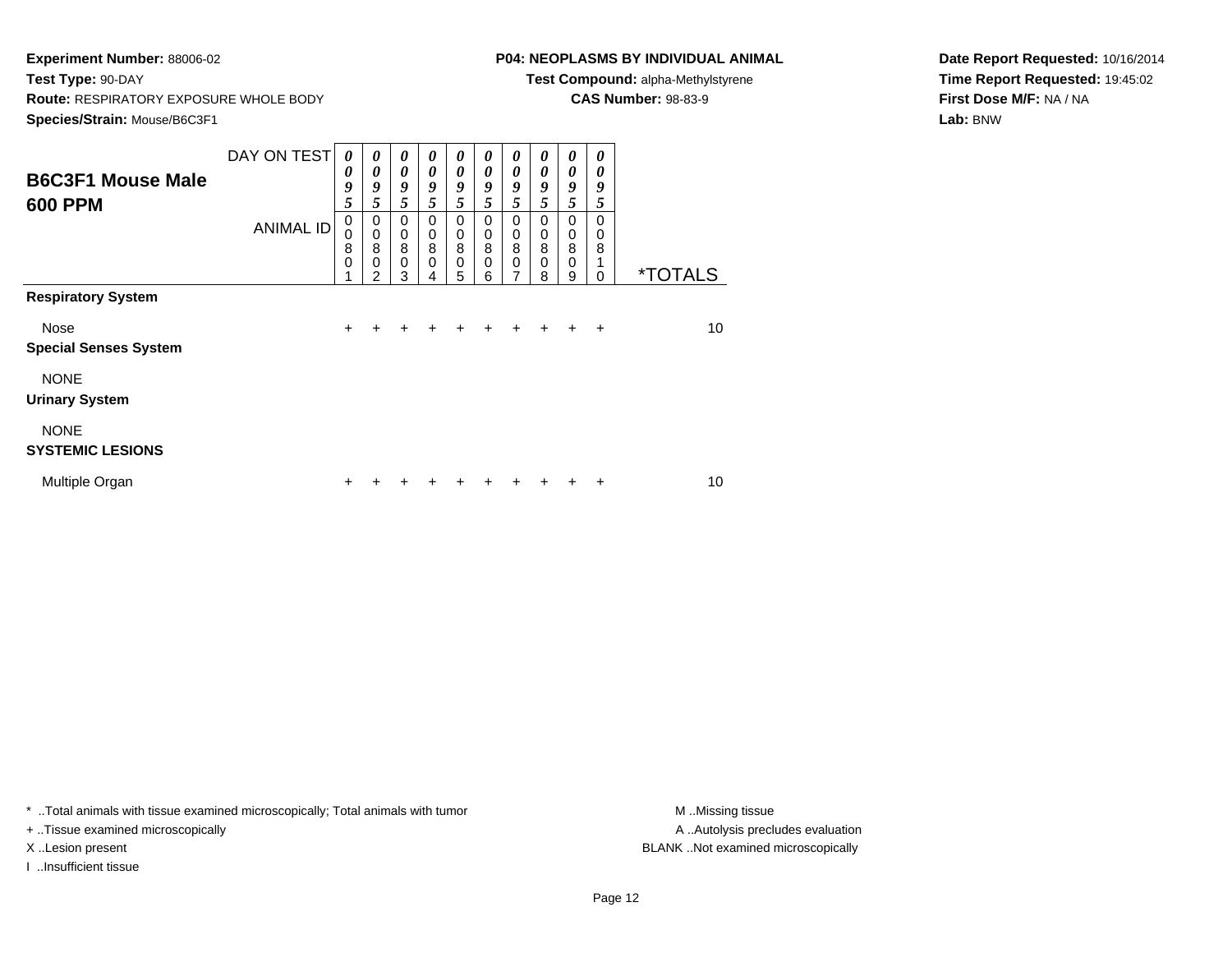**Experiment Number:** 88006-02
**Test Type:** 90-DAY
**Route:** RESPIRATORY EXPOSURE WHOLE BODY
**Species/Strain:** Mouse/B6C3F1

**P04: NEOPLASMS BY INDIVIDUAL ANIMAL**
**Test Compound:** alpha-Methylstyrene
**CAS Number:** 98-83-9

**Date Report Requested:** 10/16/2014
**Time Report Requested:** 19:45:02
**First Dose M/F:** NA / NA
**Lab:** BNW

## B6C3F1 Mouse Male 600 PPM

| DAY ON TEST | 0095 | 0095 | 0095 | 0095 | 0095 | 0095 | 0095 | 0095 | 0095 | 0095 | |
|---|---|---|---|---|---|---|---|---|---|---|---|
| ANIMAL ID | 00801 | 00802 | 00803 | 00804 | 00805 | 00806 | 00807 | 00808 | 00809 | 00810 | *TOTALS |
| **Respiratory System** | | | | | | | | | | | |
| Nose | + | + | + | + | + | + | + | + | + | + | 10 |
| **Special Senses System** | | | | | | | | | | | |
| NONE | | | | | | | | | | | |
| **Urinary System** | | | | | | | | | | | |
| NONE | | | | | | | | | | | |
| **SYSTEMIC LESIONS** | | | | | | | | | | | |
| Multiple Organ | + | + | + | + | + | + | + | + | + | + | 10 |

* ..Total animals with tissue examined microscopically; Total animals with tumor
+ ..Tissue examined microscopically
X ..Lesion present
I ..Insufficient tissue

M ..Missing tissue
A ..Autolysis precludes evaluation
BLANK ..Not examined microscopically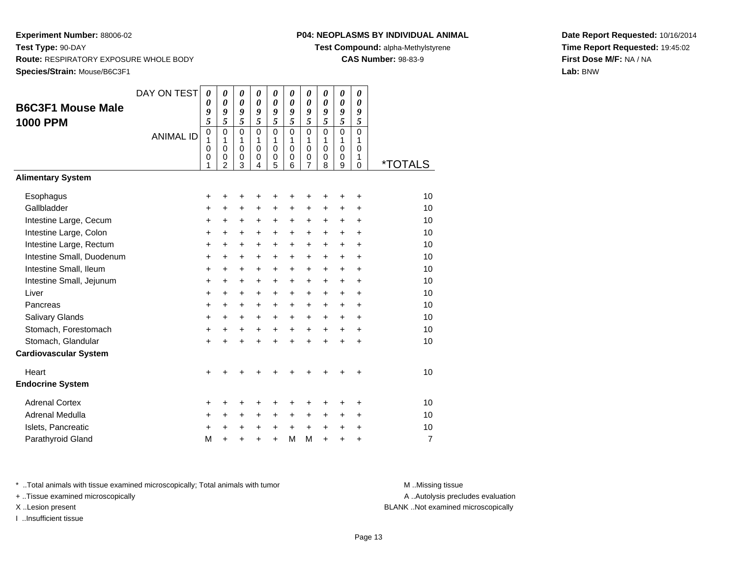**Experiment Number:** 88006-02
**Test Type:** 90-DAY
**Route:** RESPIRATORY EXPOSURE WHOLE BODY
**Species/Strain:** Mouse/B6C3F1

**P04: NEOPLASMS BY INDIVIDUAL ANIMAL**
**Test Compound:** alpha-Methylstyrene
**CAS Number:** 98-83-9

**Date Report Requested:** 10/16/2014
**Time Report Requested:** 19:45:02
**First Dose M/F:** NA / NA
**Lab:** BNW

## B6C3F1 Mouse Male 1000 PPM

| DAY ON TEST | 0095 | 0095 | 0095 | 0095 | 0095 | 0095 | 0095 | 0095 | 0095 | 0095 | |
|---|---|---|---|---|---|---|---|---|---|---|---|
| ANIMAL ID | 01001 | 01002 | 01003 | 01004 | 01005 | 01006 | 01007 | 01008 | 01009 | 01010 | *TOTALS |
| **Alimentary System** | | | | | | | | | | | |
| Esophagus | + | + | + | + | + | + | + | + | + | + | 10 |
| Gallbladder | + | + | + | + | + | + | + | + | + | + | 10 |
| Intestine Large, Cecum | + | + | + | + | + | + | + | + | + | + | 10 |
| Intestine Large, Colon | + | + | + | + | + | + | + | + | + | + | 10 |
| Intestine Large, Rectum | + | + | + | + | + | + | + | + | + | + | 10 |
| Intestine Small, Duodenum | + | + | + | + | + | + | + | + | + | + | 10 |
| Intestine Small, Ileum | + | + | + | + | + | + | + | + | + | + | 10 |
| Intestine Small, Jejunum | + | + | + | + | + | + | + | + | + | + | 10 |
| Liver | + | + | + | + | + | + | + | + | + | + | 10 |
| Pancreas | + | + | + | + | + | + | + | + | + | + | 10 |
| Salivary Glands | + | + | + | + | + | + | + | + | + | + | 10 |
| Stomach, Forestomach | + | + | + | + | + | + | + | + | + | + | 10 |
| Stomach, Glandular | + | + | + | + | + | + | + | + | + | + | 10 |
| **Cardiovascular System** | | | | | | | | | | | |
| Heart | + | + | + | + | + | + | + | + | + | + | 10 |
| **Endocrine System** | | | | | | | | | | | |
| Adrenal Cortex | + | + | + | + | + | + | + | + | + | + | 10 |
| Adrenal Medulla | + | + | + | + | + | + | + | + | + | + | 10 |
| Islets, Pancreatic | + | + | + | + | + | + | + | + | + | + | 10 |
| Parathyroid Gland | M | + | + | + | + | M | M | + | + | + | 7 |

* ..Total animals with tissue examined microscopically; Total animals with tumor
+ ..Tissue examined microscopically
X ..Lesion present
I ..Insufficient tissue

M ..Missing tissue
A ..Autolysis precludes evaluation
BLANK ..Not examined microscopically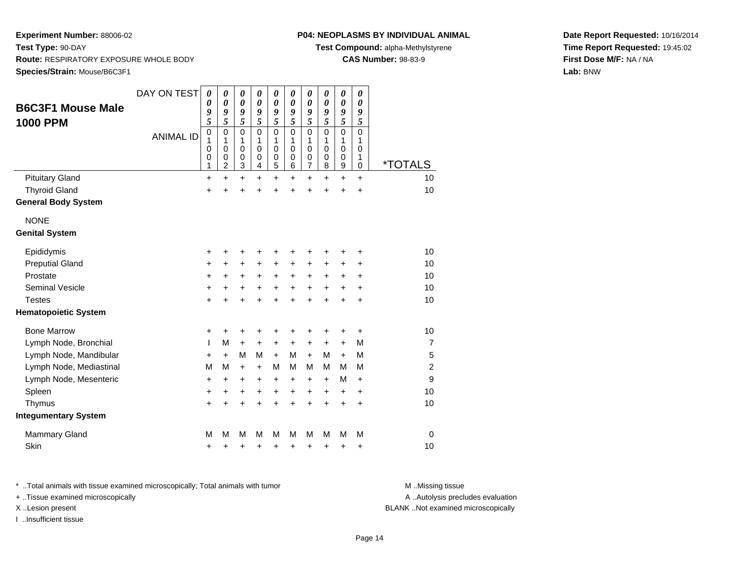**Experiment Number:** 88006-02
**Test Type:** 90-DAY
**Route:** RESPIRATORY EXPOSURE WHOLE BODY
**Species/Strain:** Mouse/B6C3F1

**P04: NEOPLASMS BY INDIVIDUAL ANIMAL**
**Test Compound:** alpha-Methylstyrene
**CAS Number:** 98-83-9

**Date Report Requested:** 10/16/2014
**Time Report Requested:** 19:45:02
**First Dose M/F:** NA / NA
**Lab:** BNW

## B6C3F1 Mouse Male 1000 PPM

| DAY ON TEST | 0095 | 0095 | 0095 | 0095 | 0095 | 0095 | 0095 | 0095 | 0095 | 0095 | |
|---|---|---|---|---|---|---|---|---|---|---|---|
| ANIMAL ID | 01001 | 01002 | 01003 | 01004 | 01005 | 01006 | 01007 | 01008 | 01009 | 01010 | *TOTALS |
| Pituitary Gland | + | + | + | + | + | + | + | + | + | + | 10 |
| Thyroid Gland | + | + | + | + | + | + | + | + | + | + | 10 |
| **General Body System** | | | | | | | | | | | |
| NONE | | | | | | | | | | | |
| **Genital System** | | | | | | | | | | | |
| Epididymis | + | + | + | + | + | + | + | + | + | + | 10 |
| Preputial Gland | + | + | + | + | + | + | + | + | + | + | 10 |
| Prostate | + | + | + | + | + | + | + | + | + | + | 10 |
| Seminal Vesicle | + | + | + | + | + | + | + | + | + | + | 10 |
| Testes | + | + | + | + | + | + | + | + | + | + | 10 |
| **Hematopoietic System** | | | | | | | | | | | |
| Bone Marrow | + | + | + | + | + | + | + | + | + | + | 10 |
| Lymph Node, Bronchial | I | M | + | + | + | + | + | + | + | M | 7 |
| Lymph Node, Mandibular | + | + | M | M | + | M | + | M | + | M | 5 |
| Lymph Node, Mediastinal | M | M | + | + | M | M | M | M | M | M | 2 |
| Lymph Node, Mesenteric | + | + | + | + | + | + | + | + | M | + | 9 |
| Spleen | + | + | + | + | + | + | + | + | + | + | 10 |
| Thymus | + | + | + | + | + | + | + | + | + | + | 10 |
| **Integumentary System** | | | | | | | | | | | |
| Mammary Gland | M | M | M | M | M | M | M | M | M | M | 0 |
| Skin | + | + | + | + | + | + | + | + | + | + | 10 |

* ..Total animals with tissue examined microscopically; Total animals with tumor
+ ..Tissue examined microscopically
X ..Lesion present
I ..Insufficient tissue

M ..Missing tissue
A ..Autolysis precludes evaluation
BLANK ..Not examined microscopically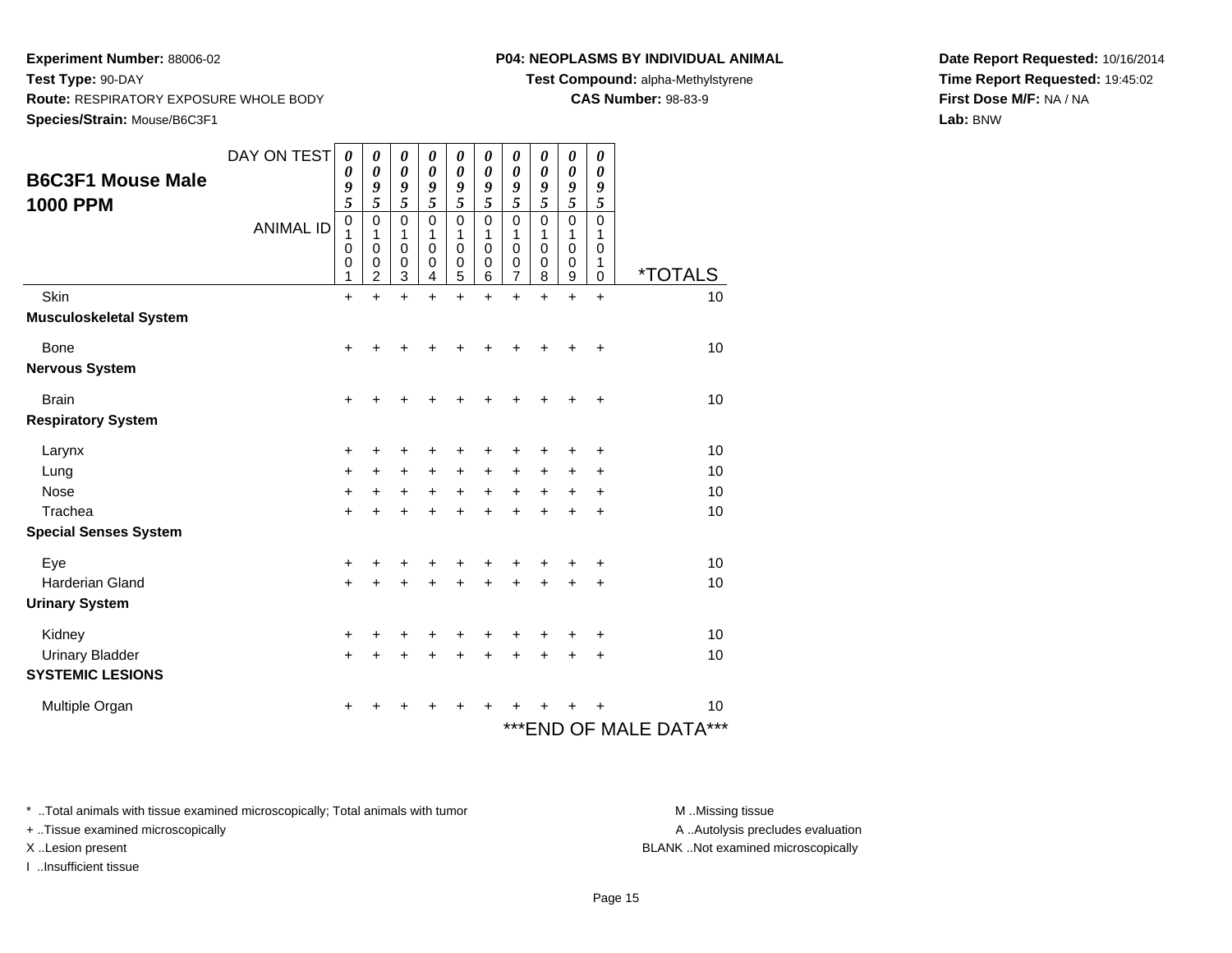**Experiment Number:** 88006-02
**Test Type:** 90-DAY
**Route:** RESPIRATORY EXPOSURE WHOLE BODY
**Species/Strain:** Mouse/B6C3F1

**P04: NEOPLASMS BY INDIVIDUAL ANIMAL**
**Test Compound:** alpha-Methylstyrene
**CAS Number:** 98-83-9

**Date Report Requested:** 10/16/2014
**Time Report Requested:** 19:45:02
**First Dose M/F:** NA / NA
**Lab:** BNW

## B6C3F1 Mouse Male 1000 PPM

| DAY ON TEST | 0095 | 0095 | 0095 | 0095 | 0095 | 0095 | 0095 | 0095 | 0095 | 0095 | |
|---|---|---|---|---|---|---|---|---|---|---|---|
| ANIMAL ID | 01001 | 01002 | 01003 | 01004 | 01005 | 01006 | 01007 | 01008 | 01009 | 01010 | *TOTALS |
| Skin | + | + | + | + | + | + | + | + | + | + | 10 |
| **Musculoskeletal System** | | | | | | | | | | | |
| Bone | + | + | + | + | + | + | + | + | + | + | 10 |
| **Nervous System** | | | | | | | | | | | |
| Brain | + | + | + | + | + | + | + | + | + | + | 10 |
| **Respiratory System** | | | | | | | | | | | |
| Larynx | + | + | + | + | + | + | + | + | + | + | 10 |
| Lung | + | + | + | + | + | + | + | + | + | + | 10 |
| Nose | + | + | + | + | + | + | + | + | + | + | 10 |
| Trachea | + | + | + | + | + | + | + | + | + | + | 10 |
| **Special Senses System** | | | | | | | | | | | |
| Eye | + | + | + | + | + | + | + | + | + | + | 10 |
| Harderian Gland | + | + | + | + | + | + | + | + | + | + | 10 |
| **Urinary System** | | | | | | | | | | | |
| Kidney | + | + | + | + | + | + | + | + | + | + | 10 |
| Urinary Bladder | + | + | + | + | + | + | + | + | + | + | 10 |
| **SYSTEMIC LESIONS** | | | | | | | | | | | |
| Multiple Organ | + | + | + | + | + | + | + | + | + | + | 10 |

***END OF MALE DATA***

* ..Total animals with tissue examined microscopically; Total animals with tumor
+ ..Tissue examined microscopically
X ..Lesion present
I ..Insufficient tissue

M ..Missing tissue
A ..Autolysis precludes evaluation
BLANK ..Not examined microscopically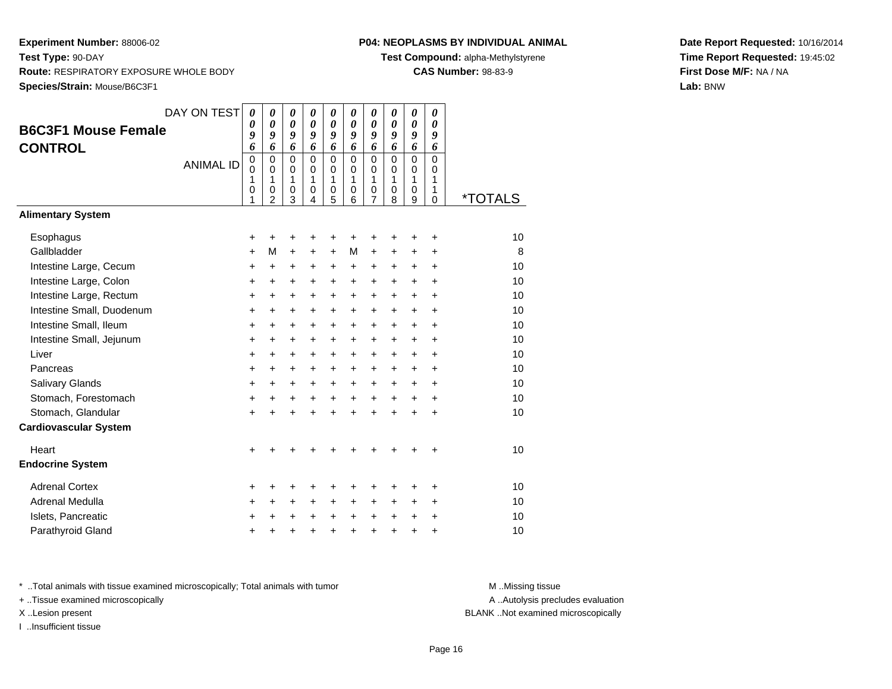**Experiment Number:** 88006-02
**Test Type:** 90-DAY
**Route:** RESPIRATORY EXPOSURE WHOLE BODY
**Species/Strain:** Mouse/B6C3F1

**P04: NEOPLASMS BY INDIVIDUAL ANIMAL**
**Test Compound:** alpha-Methylstyrene
**CAS Number:** 98-83-9

**Date Report Requested:** 10/16/2014
**Time Report Requested:** 19:45:02
**First Dose M/F:** NA / NA
**Lab:** BNW

## B6C3F1 Mouse Female CONTROL

| DAY ON TEST | 0096 | 0096 | 0096 | 0096 | 0096 | 0096 | 0096 | 0096 | 0096 | 0096 | |
|---|---|---|---|---|---|---|---|---|---|---|---|
| ANIMAL ID | 00101 | 00102 | 00103 | 00104 | 00105 | 00106 | 00107 | 00108 | 00109 | 00110 | *TOTALS |
| **Alimentary System** | | | | | | | | | | | |
| Esophagus | + | + | + | + | + | + | + | + | + | + | 10 |
| Gallbladder | + | M | + | + | + | M | + | + | + | + | 8 |
| Intestine Large, Cecum | + | + | + | + | + | + | + | + | + | + | 10 |
| Intestine Large, Colon | + | + | + | + | + | + | + | + | + | + | 10 |
| Intestine Large, Rectum | + | + | + | + | + | + | + | + | + | + | 10 |
| Intestine Small, Duodenum | + | + | + | + | + | + | + | + | + | + | 10 |
| Intestine Small, Ileum | + | + | + | + | + | + | + | + | + | + | 10 |
| Intestine Small, Jejunum | + | + | + | + | + | + | + | + | + | + | 10 |
| Liver | + | + | + | + | + | + | + | + | + | + | 10 |
| Pancreas | + | + | + | + | + | + | + | + | + | + | 10 |
| Salivary Glands | + | + | + | + | + | + | + | + | + | + | 10 |
| Stomach, Forestomach | + | + | + | + | + | + | + | + | + | + | 10 |
| Stomach, Glandular | + | + | + | + | + | + | + | + | + | + | 10 |
| **Cardiovascular System** | | | | | | | | | | | |
| Heart | + | + | + | + | + | + | + | + | + | + | 10 |
| **Endocrine System** | | | | | | | | | | | |
| Adrenal Cortex | + | + | + | + | + | + | + | + | + | + | 10 |
| Adrenal Medulla | + | + | + | + | + | + | + | + | + | + | 10 |
| Islets, Pancreatic | + | + | + | + | + | + | + | + | + | + | 10 |
| Parathyroid Gland | + | + | + | + | + | + | + | + | + | + | 10 |

\* ..Total animals with tissue examined microscopically; Total animals with tumor
+ ..Tissue examined microscopically
X ..Lesion present
I ..Insufficient tissue

M ..Missing tissue
A ..Autolysis precludes evaluation
BLANK ..Not examined microscopically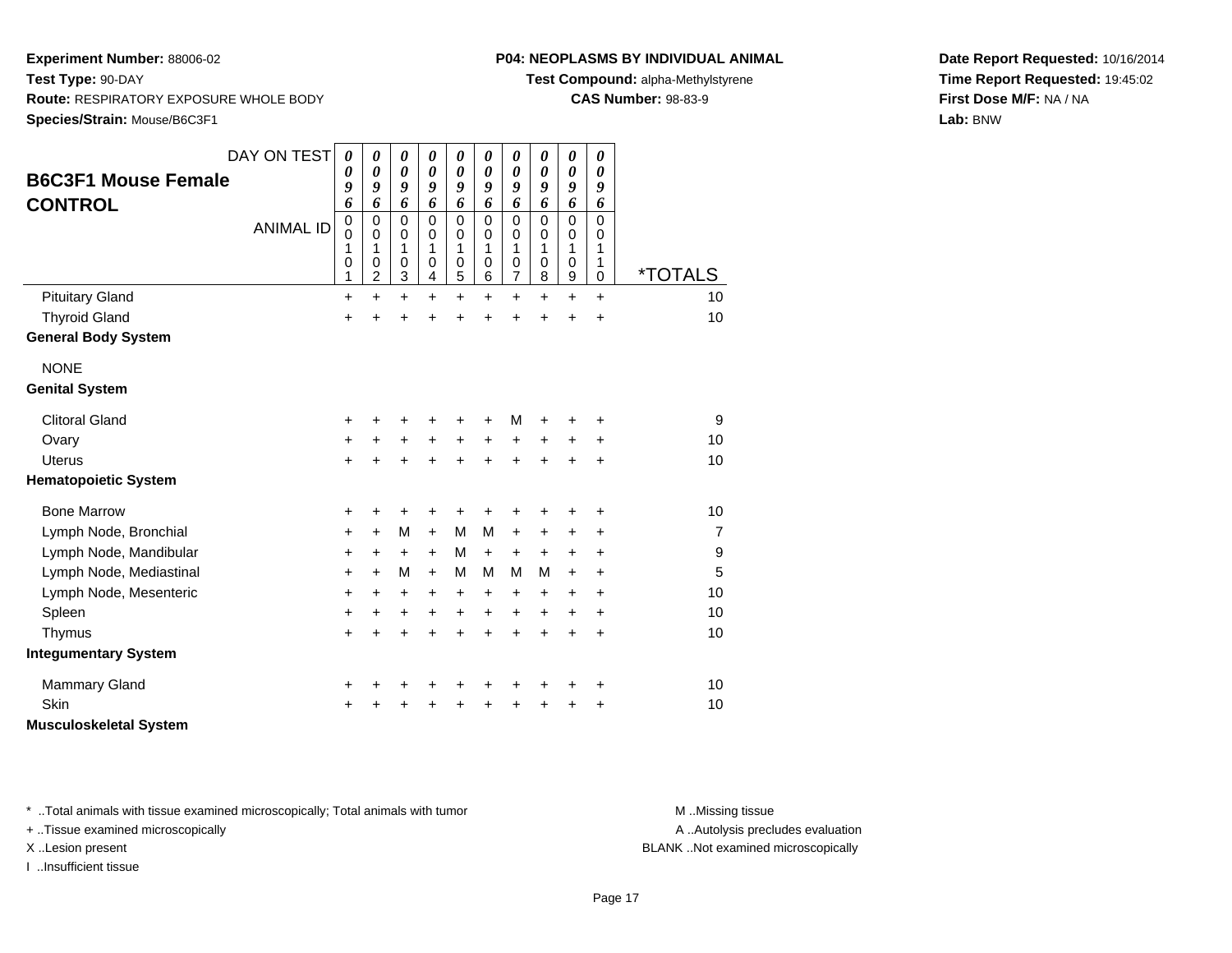**Experiment Number:** 88006-02
**Test Type:** 90-DAY
**Route:** RESPIRATORY EXPOSURE WHOLE BODY
**Species/Strain:** Mouse/B6C3F1

**P04: NEOPLASMS BY INDIVIDUAL ANIMAL**
**Test Compound:** alpha-Methylstyrene
**CAS Number:** 98-83-9

**Date Report Requested:** 10/16/2014
**Time Report Requested:** 19:45:02
**First Dose M/F:** NA / NA
**Lab:** BNW

## B6C3F1 Mouse Female CONTROL

| DAY ON TEST | 0096 | 0096 | 0096 | 0096 | 0096 | 0096 | 0096 | 0096 | 0096 | 0096 | |
|---|---|---|---|---|---|---|---|---|---|---|---|
| **ANIMAL ID** | 00101 | 00102 | 00103 | 00104 | 00105 | 00106 | 00107 | 00108 | 00109 | 00110 | ***TOTALS** |
| Pituitary Gland | + | + | + | + | + | + | + | + | + | + | 10 |
| Thyroid Gland | + | + | + | + | + | + | + | + | + | + | 10 |
| **General Body System** | | | | | | | | | | | |
| NONE | | | | | | | | | | | |
| **Genital System** | | | | | | | | | | | |
| Clitoral Gland | + | + | + | + | + | + | M | + | + | + | 9 |
| Ovary | + | + | + | + | + | + | + | + | + | + | 10 |
| Uterus | + | + | + | + | + | + | + | + | + | + | 10 |
| **Hematopoietic System** | | | | | | | | | | | |
| Bone Marrow | + | + | + | + | + | + | + | + | + | + | 10 |
| Lymph Node, Bronchial | + | + | M | + | M | M | + | + | + | + | 7 |
| Lymph Node, Mandibular | + | + | + | + | M | + | + | + | + | + | 9 |
| Lymph Node, Mediastinal | + | + | M | + | M | M | M | M | + | + | 5 |
| Lymph Node, Mesenteric | + | + | + | + | + | + | + | + | + | + | 10 |
| Spleen | + | + | + | + | + | + | + | + | + | + | 10 |
| Thymus | + | + | + | + | + | + | + | + | + | + | 10 |
| **Integumentary System** | | | | | | | | | | | |
| Mammary Gland | + | + | + | + | + | + | + | + | + | + | 10 |
| Skin | + | + | + | + | + | + | + | + | + | + | 10 |
| **Musculoskeletal System** | | | | | | | | | | | |

\* ..Total animals with tissue examined microscopically; Total animals with tumor
\+ ..Tissue examined microscopically
X ..Lesion present
I ..Insufficient tissue

M ..Missing tissue
A ..Autolysis precludes evaluation
BLANK ..Not examined microscopically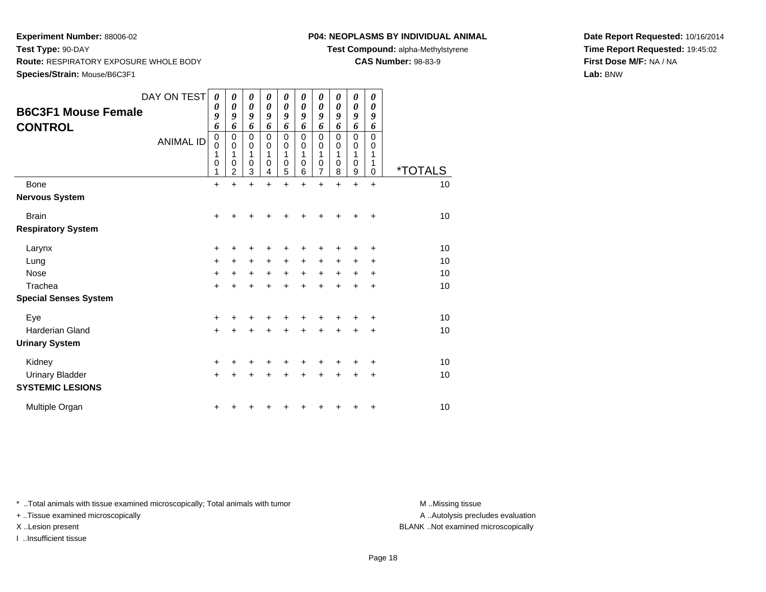**Experiment Number:** 88006-02
**Test Type:** 90-DAY
**Route:** RESPIRATORY EXPOSURE WHOLE BODY
**Species/Strain:** Mouse/B6C3F1

**P04: NEOPLASMS BY INDIVIDUAL ANIMAL**
**Test Compound:** alpha-Methylstyrene
**CAS Number:** 98-83-9

**Date Report Requested:** 10/16/2014
**Time Report Requested:** 19:45:02
**First Dose M/F:** NA / NA
**Lab:** BNW

## B6C3F1 Mouse Female CONTROL

| DAY ON TEST | 0096 | 0096 | 0096 | 0096 | 0096 | 0096 | 0096 | 0096 | 0096 | 0096 | |
|---|---|---|---|---|---|---|---|---|---|---|---|
| ANIMAL ID | 00101 | 00102 | 00103 | 00104 | 00105 | 00106 | 00107 | 00108 | 00109 | 00110 | *TOTALS |
| Bone | + | + | + | + | + | + | + | + | + | + | 10 |
| **Nervous System** | | | | | | | | | | | |
| Brain | + | + | + | + | + | + | + | + | + | + | 10 |
| **Respiratory System** | | | | | | | | | | | |
| Larynx | + | + | + | + | + | + | + | + | + | + | 10 |
| Lung | + | + | + | + | + | + | + | + | + | + | 10 |
| Nose | + | + | + | + | + | + | + | + | + | + | 10 |
| Trachea | + | + | + | + | + | + | + | + | + | + | 10 |
| **Special Senses System** | | | | | | | | | | | |
| Eye | + | + | + | + | + | + | + | + | + | + | 10 |
| Harderian Gland | + | + | + | + | + | + | + | + | + | + | 10 |
| **Urinary System** | | | | | | | | | | | |
| Kidney | + | + | + | + | + | + | + | + | + | + | 10 |
| Urinary Bladder | + | + | + | + | + | + | + | + | + | + | 10 |
| **SYSTEMIC LESIONS** | | | | | | | | | | | |
| Multiple Organ | + | + | + | + | + | + | + | + | + | + | 10 |

* ..Total animals with tissue examined microscopically; Total animals with tumor
+ ..Tissue examined microscopically
X ..Lesion present
I ..Insufficient tissue

M ..Missing tissue
A ..Autolysis precludes evaluation
BLANK ..Not examined microscopically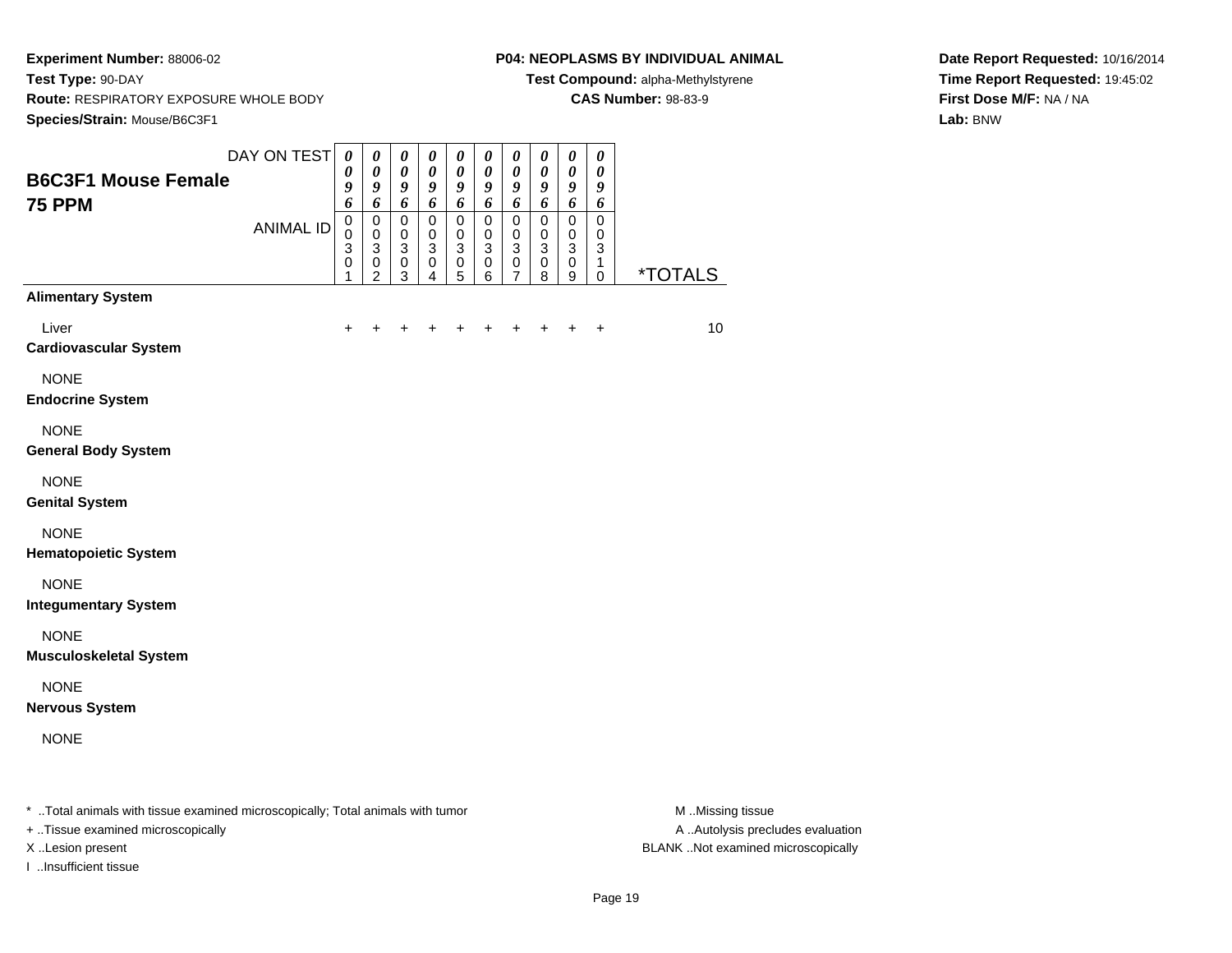**Experiment Number:** 88006-02
**Test Type:** 90-DAY
**Route:** RESPIRATORY EXPOSURE WHOLE BODY
**Species/Strain:** Mouse/B6C3F1

**P04: NEOPLASMS BY INDIVIDUAL ANIMAL**
**Test Compound:** alpha-Methylstyrene
**CAS Number:** 98-83-9

**Date Report Requested:** 10/16/2014
**Time Report Requested:** 19:45:02
**First Dose M/F:** NA / NA
**Lab:** BNW

## B6C3F1 Mouse Female 75 PPM

| DAY ON TEST | 0096 | 0096 | 0096 | 0096 | 0096 | 0096 | 0096 | 0096 | 0096 | 0096 | |
|---|---|---|---|---|---|---|---|---|---|---|---|
| ANIMAL ID | 00301 | 00302 | 00303 | 00304 | 00305 | 00306 | 00307 | 00308 | 00309 | 00310 | *TOTALS |
| **Alimentary System** | | | | | | | | | | | |
| Liver | + | + | + | + | + | + | + | + | + | + | 10 |
| **Cardiovascular System** | | | | | | | | | | | |
| NONE | | | | | | | | | | | |
| **Endocrine System** | | | | | | | | | | | |
| NONE | | | | | | | | | | | |
| **General Body System** | | | | | | | | | | | |
| NONE | | | | | | | | | | | |
| **Genital System** | | | | | | | | | | | |
| NONE | | | | | | | | | | | |
| **Hematopoietic System** | | | | | | | | | | | |
| NONE | | | | | | | | | | | |
| **Integumentary System** | | | | | | | | | | | |
| NONE | | | | | | | | | | | |
| **Musculoskeletal System** | | | | | | | | | | | |
| NONE | | | | | | | | | | | |
| **Nervous System** | | | | | | | | | | | |
| NONE | | | | | | | | | | | |

* ..Total animals with tissue examined microscopically; Total animals with tumor
+ ..Tissue examined microscopically
X ..Lesion present
I ..Insufficient tissue

M ..Missing tissue
A ..Autolysis precludes evaluation
BLANK ..Not examined microscopically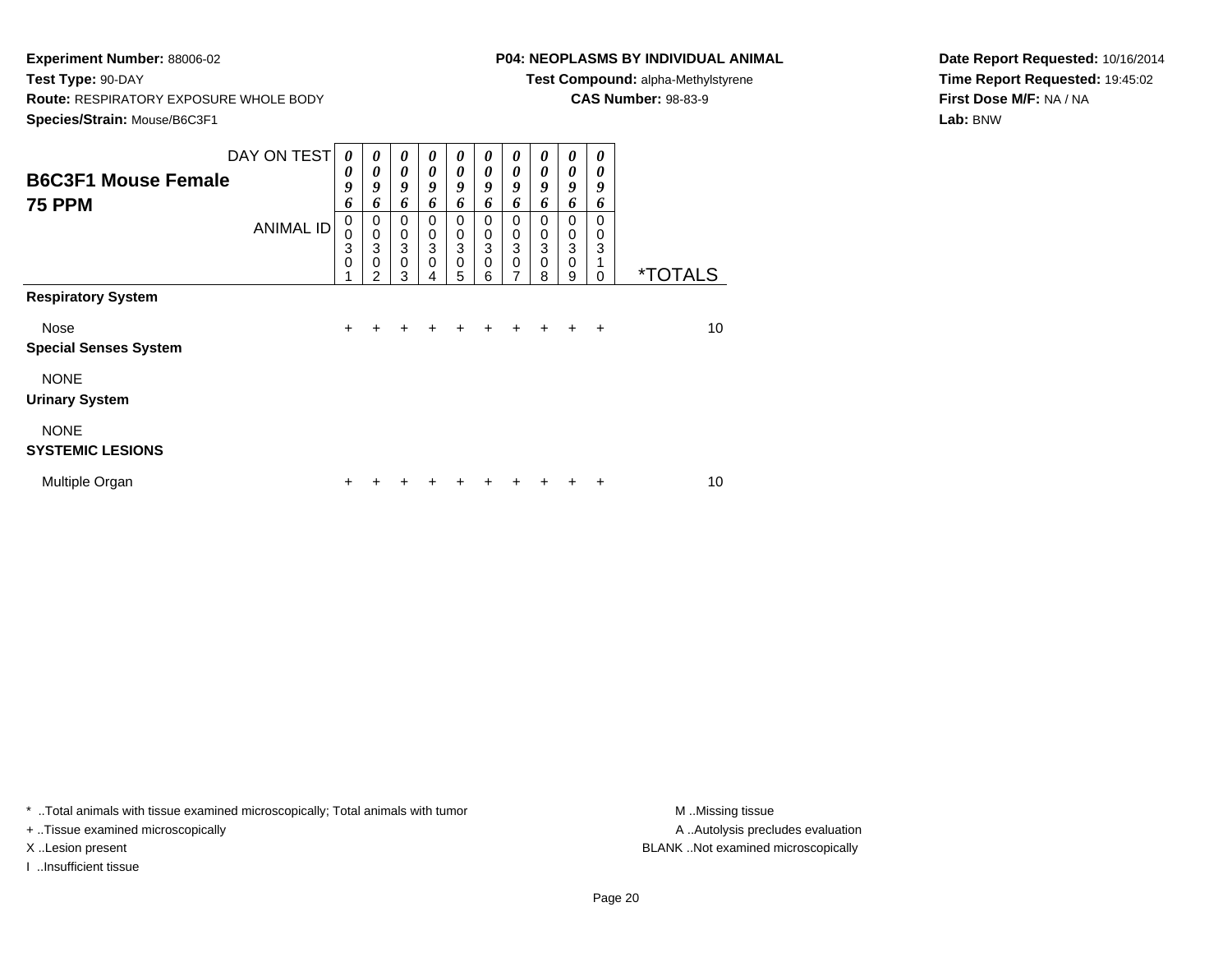**Experiment Number:** 88006-02
**Test Type:** 90-DAY
**Route:** RESPIRATORY EXPOSURE WHOLE BODY
**Species/Strain:** Mouse/B6C3F1

**P04: NEOPLASMS BY INDIVIDUAL ANIMAL**
**Test Compound:** alpha-Methylstyrene
**CAS Number:** 98-83-9

**Date Report Requested:** 10/16/2014
**Time Report Requested:** 19:45:02
**First Dose M/F:** NA / NA
**Lab:** BNW

## B6C3F1 Mouse Female
## 75 PPM

| DAY ON TEST | 0096 | 0096 | 0096 | 0096 | 0096 | 0096 | 0096 | 0096 | 0096 | 0096 | |
|---|---|---|---|---|---|---|---|---|---|---|---|
| ANIMAL ID | 00301 | 00302 | 00303 | 00304 | 00305 | 00306 | 00307 | 00308 | 00309 | 00310 | *TOTALS |
| **Respiratory System** | | | | | | | | | | | |
| Nose | + | + | + | + | + | + | + | + | + | + | 10 |
| **Special Senses System** | | | | | | | | | | | |
| NONE | | | | | | | | | | | |
| **Urinary System** | | | | | | | | | | | |
| NONE | | | | | | | | | | | |
| **SYSTEMIC LESIONS** | | | | | | | | | | | |
| Multiple Organ | + | + | + | + | + | + | + | + | + | + | 10 |

* ..Total animals with tissue examined microscopically; Total animals with tumor
+ ..Tissue examined microscopically
X ..Lesion present
I ..Insufficient tissue

M ..Missing tissue
A ..Autolysis precludes evaluation
BLANK ..Not examined microscopically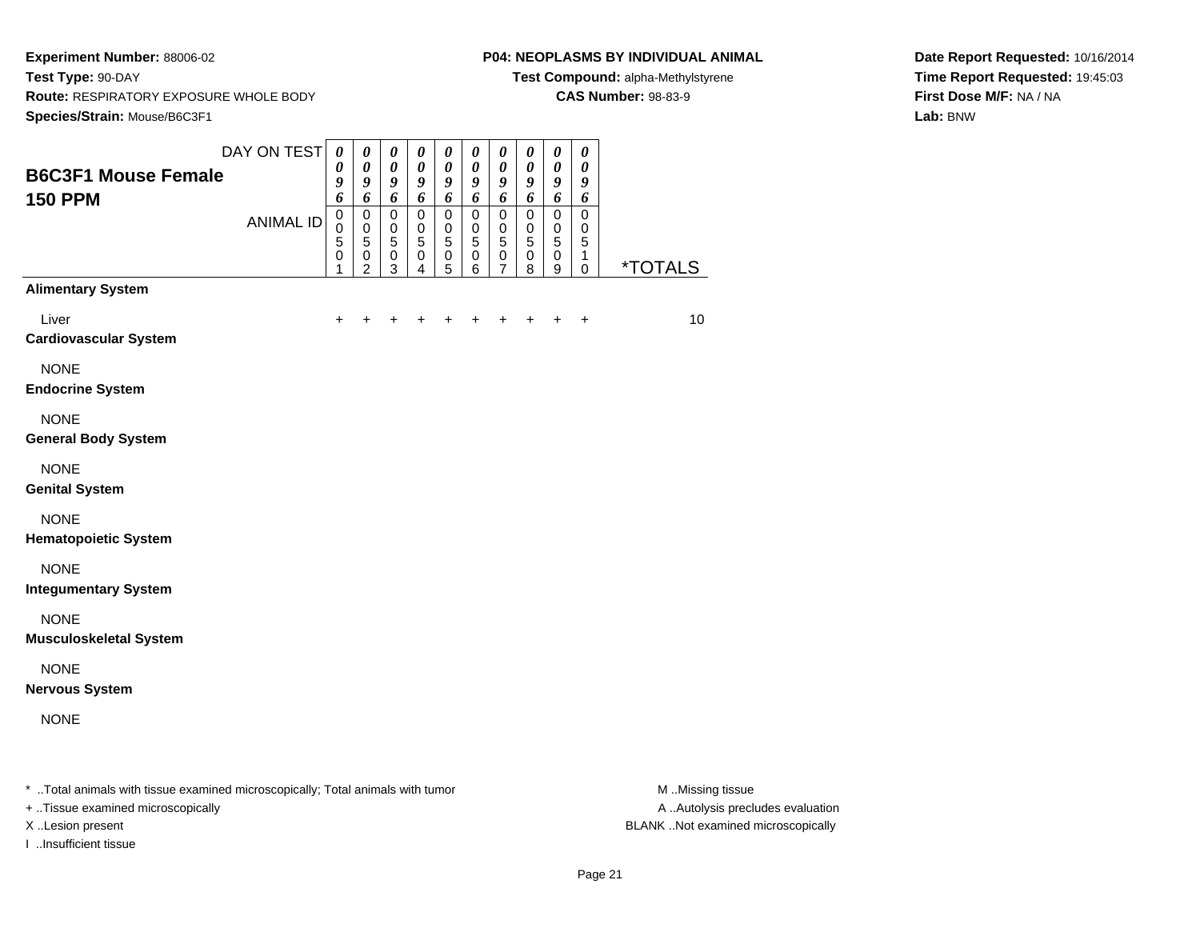**Experiment Number:** 88006-02
**Test Type:** 90-DAY
**Route:** RESPIRATORY EXPOSURE WHOLE BODY
**Species/Strain:** Mouse/B6C3F1

**P04: NEOPLASMS BY INDIVIDUAL ANIMAL**
**Test Compound:** alpha-Methylstyrene
**CAS Number:** 98-83-9

**Date Report Requested:** 10/16/2014
**Time Report Requested:** 19:45:03
**First Dose M/F:** NA / NA
**Lab:** BNW

## B6C3F1 Mouse Female
## 150 PPM

| DAY ON TEST | 0096 | 0096 | 0096 | 0096 | 0096 | 0096 | 0096 | 0096 | 0096 | 0096 | |
|---|---|---|---|---|---|---|---|---|---|---|---|
| ANIMAL ID | 00501 | 00502 | 00503 | 00504 | 00505 | 00506 | 00507 | 00508 | 00509 | 00510 | *TOTALS |
| **Alimentary System** | | | | | | | | | | | |
| Liver | + | + | + | + | + | + | + | + | + | + | 10 |
| **Cardiovascular System** | | | | | | | | | | | |
| NONE | | | | | | | | | | | |
| **Endocrine System** | | | | | | | | | | | |
| NONE | | | | | | | | | | | |
| **General Body System** | | | | | | | | | | | |
| NONE | | | | | | | | | | | |
| **Genital System** | | | | | | | | | | | |
| NONE | | | | | | | | | | | |
| **Hematopoietic System** | | | | | | | | | | | |
| NONE | | | | | | | | | | | |
| **Integumentary System** | | | | | | | | | | | |
| NONE | | | | | | | | | | | |
| **Musculoskeletal System** | | | | | | | | | | | |
| NONE | | | | | | | | | | | |
| **Nervous System** | | | | | | | | | | | |
| NONE | | | | | | | | | | | |

\* ..Total animals with tissue examined microscopically; Total animals with tumor
+ ..Tissue examined microscopically
X ..Lesion present
I ..Insufficient tissue

M ..Missing tissue
A ..Autolysis precludes evaluation
BLANK ..Not examined microscopically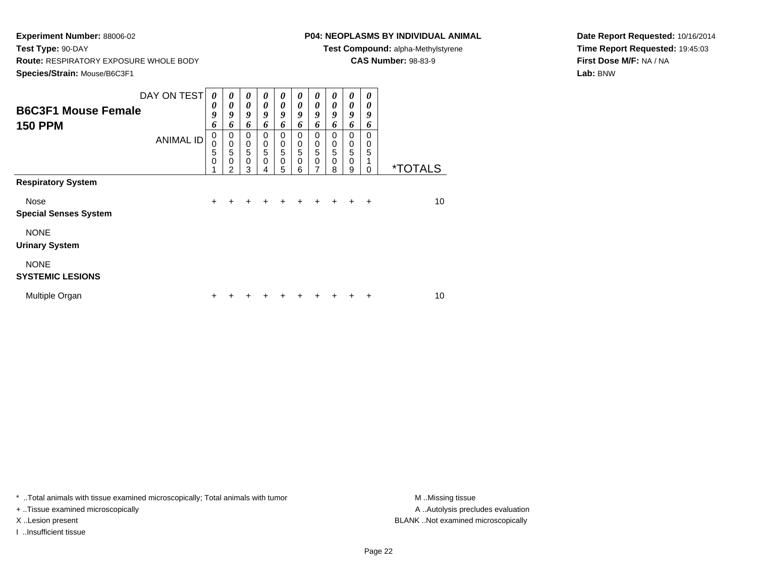**Experiment Number:** 88006-02
**Test Type:** 90-DAY
**Route:** RESPIRATORY EXPOSURE WHOLE BODY
**Species/Strain:** Mouse/B6C3F1

**P04: NEOPLASMS BY INDIVIDUAL ANIMAL**
**Test Compound:** alpha-Methylstyrene
**CAS Number:** 98-83-9

**Date Report Requested:** 10/16/2014
**Time Report Requested:** 19:45:03
**First Dose M/F:** NA / NA
**Lab:** BNW

## B6C3F1 Mouse Female
## 150 PPM

| DAY ON TEST | 0096 | 0096 | 0096 | 0096 | 0096 | 0096 | 0096 | 0096 | 0096 | 0096 | |
|---|---|---|---|---|---|---|---|---|---|---|---|
| ANIMAL ID | 00501 | 00502 | 00503 | 00504 | 00505 | 00506 | 00507 | 00508 | 00509 | 00510 | *TOTALS |
| **Respiratory System** | | | | | | | | | | | |
| Nose | + | + | + | + | + | + | + | + | + | + | 10 |
| **Special Senses System** | | | | | | | | | | | |
| NONE | | | | | | | | | | | |
| **Urinary System** | | | | | | | | | | | |
| NONE | | | | | | | | | | | |
| **SYSTEMIC LESIONS** | | | | | | | | | | | |
| Multiple Organ | + | + | + | + | + | + | + | + | + | + | 10 |

* ..Total animals with tissue examined microscopically; Total animals with tumor
+ ..Tissue examined microscopically
X ..Lesion present
I ..Insufficient tissue

M ..Missing tissue
A ..Autolysis precludes evaluation
BLANK ..Not examined microscopically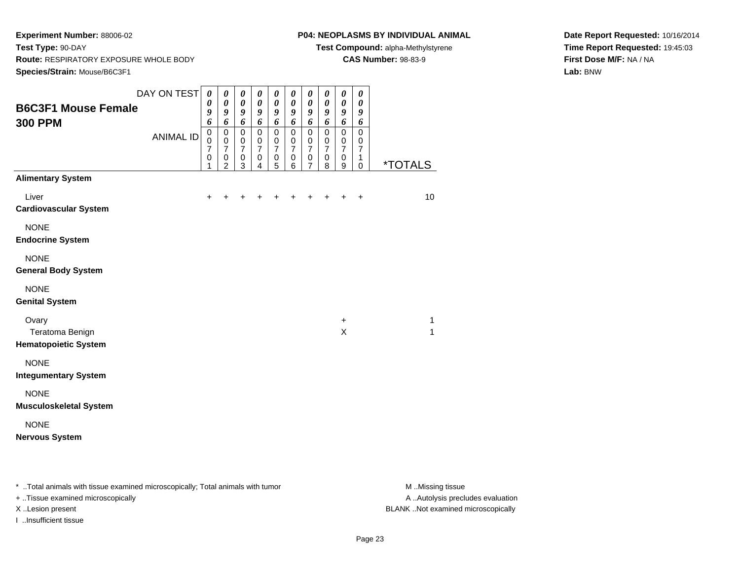**Experiment Number:** 88006-02
**Test Type:** 90-DAY
**Route:** RESPIRATORY EXPOSURE WHOLE BODY
**Species/Strain:** Mouse/B6C3F1

**P04: NEOPLASMS BY INDIVIDUAL ANIMAL**
**Test Compound:** alpha-Methylstyrene
**CAS Number:** 98-83-9

**Date Report Requested:** 10/16/2014
**Time Report Requested:** 19:45:03
**First Dose M/F:** NA / NA
**Lab:** BNW

## B6C3F1 Mouse Female
## 300 PPM

| DAY ON TEST | 0096 | 0096 | 0096 | 0096 | 0096 | 0096 | 0096 | 0096 | 0096 | 0096 | |
|---|---|---|---|---|---|---|---|---|---|---|---|
| **ANIMAL ID** | 00701 | 00702 | 00703 | 00704 | 00705 | 00706 | 00707 | 00708 | 00709 | 00710 | ***TOTALS** |
| **Alimentary System** | | | | | | | | | | | |
| Liver | + | + | + | + | + | + | + | + | + | + | 10 |
| **Cardiovascular System** | | | | | | | | | | | |
| NONE | | | | | | | | | | | |
| **Endocrine System** | | | | | | | | | | | |
| NONE | | | | | | | | | | | |
| **General Body System** | | | | | | | | | | | |
| NONE | | | | | | | | | | | |
| **Genital System** | | | | | | | | | | | |
| Ovary | | | | | | | | | + | | 1 |
| Teratoma Benign | | | | | | | | | X | | 1 |
| **Hematopoietic System** | | | | | | | | | | | |
| NONE | | | | | | | | | | | |
| **Integumentary System** | | | | | | | | | | | |
| NONE | | | | | | | | | | | |
| **Musculoskeletal System** | | | | | | | | | | | |
| NONE | | | | | | | | | | | |
| **Nervous System** | | | | | | | | | | | |

* ..Total animals with tissue examined microscopically; Total animals with tumor
+ ..Tissue examined microscopically
X ..Lesion present
I ..Insufficient tissue

M ..Missing tissue
A ..Autolysis precludes evaluation
BLANK ..Not examined microscopically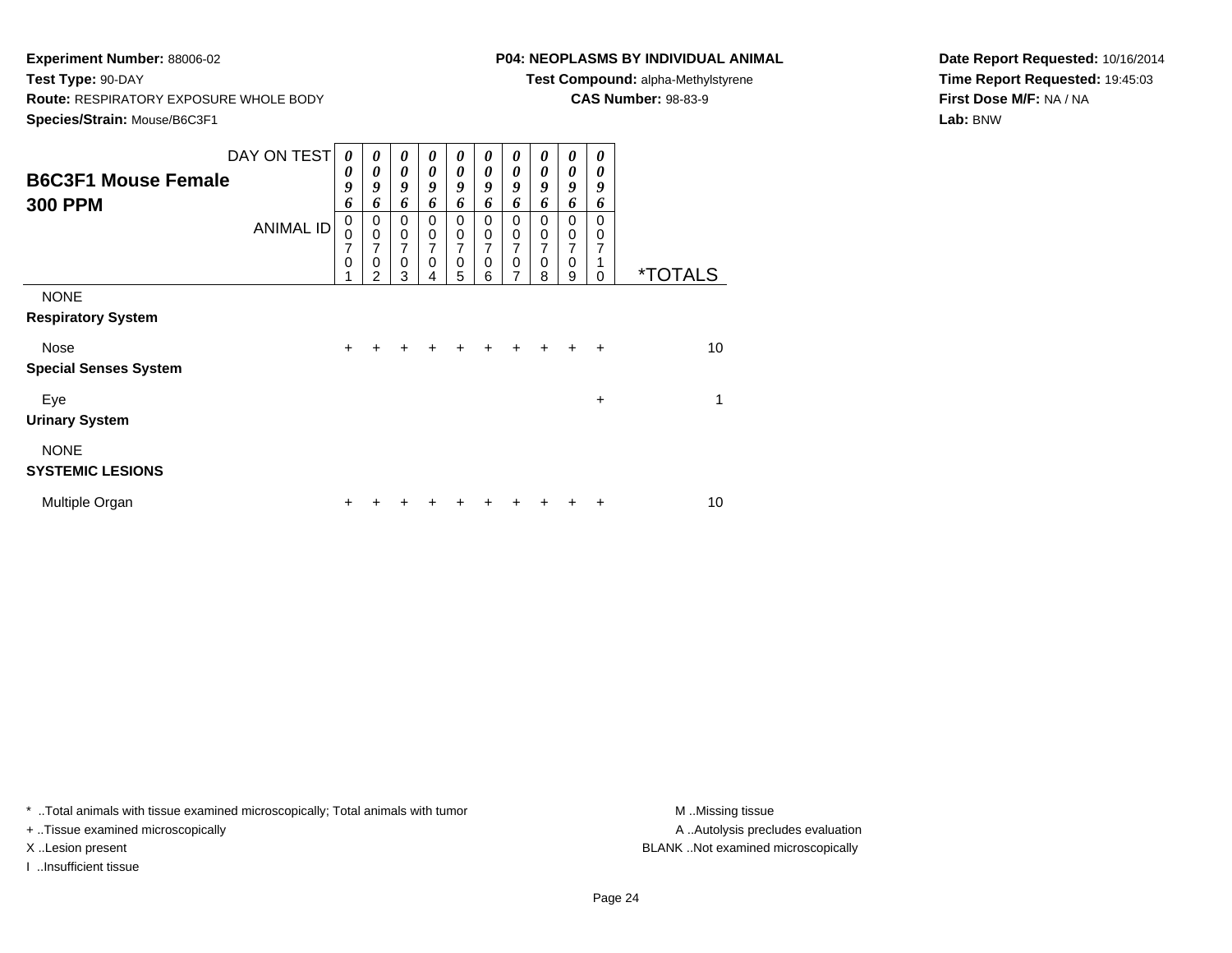**Experiment Number:** 88006-02
**Test Type:** 90-DAY
**Route:** RESPIRATORY EXPOSURE WHOLE BODY
**Species/Strain:** Mouse/B6C3F1

**P04: NEOPLASMS BY INDIVIDUAL ANIMAL**
**Test Compound:** alpha-Methylstyrene
**CAS Number:** 98-83-9

**Date Report Requested:** 10/16/2014
**Time Report Requested:** 19:45:03
**First Dose M/F:** NA / NA
**Lab:** BNW

## B6C3F1 Mouse Female
## 300 PPM

| DAY ON TEST | 0096 | 0096 | 0096 | 0096 | 0096 | 0096 | 0096 | 0096 | 0096 | 0096 | |
|---|---|---|---|---|---|---|---|---|---|---|---|
| ANIMAL ID | 00701 | 00702 | 00703 | 00704 | 00705 | 00706 | 00707 | 00708 | 00709 | 00710 | *TOTALS |
| NONE | | | | | | | | | | | |
| **Respiratory System** | | | | | | | | | | | |
| Nose | + | + | + | + | + | + | + | + | + | + | 10 |
| **Special Senses System** | | | | | | | | | | | |
| Eye | | | | | | | | | | + | 1 |
| **Urinary System** | | | | | | | | | | | |
| NONE | | | | | | | | | | | |
| **SYSTEMIC LESIONS** | | | | | | | | | | | |
| Multiple Organ | + | + | + | + | + | + | + | + | + | + | 10 |

* ..Total animals with tissue examined microscopically; Total animals with tumor
+ ..Tissue examined microscopically
X ..Lesion present
I ..Insufficient tissue

M ..Missing tissue
A ..Autolysis precludes evaluation
BLANK ..Not examined microscopically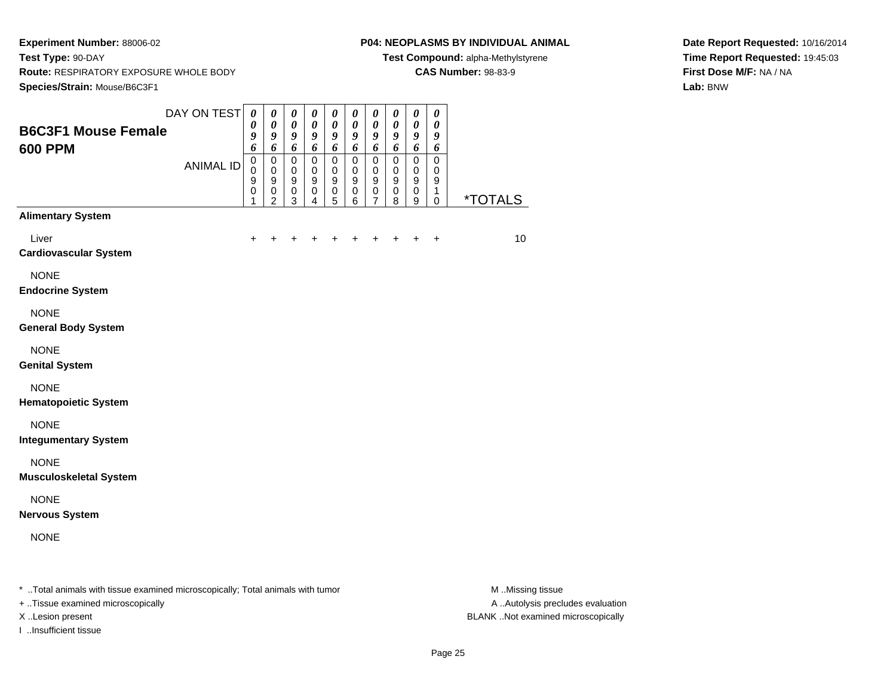**Experiment Number:** 88006-02
**Test Type:** 90-DAY
**Route:** RESPIRATORY EXPOSURE WHOLE BODY
**Species/Strain:** Mouse/B6C3F1

**P04: NEOPLASMS BY INDIVIDUAL ANIMAL**
**Test Compound:** alpha-Methylstyrene
**CAS Number:** 98-83-9

**Date Report Requested:** 10/16/2014
**Time Report Requested:** 19:45:03
**First Dose M/F:** NA / NA
**Lab:** BNW

## B6C3F1 Mouse Female 600 PPM

| DAY ON TEST | 0096 | 0096 | 0096 | 0096 | 0096 | 0096 | 0096 | 0096 | 0096 | 0096 | |
|---|---|---|---|---|---|---|---|---|---|---|---|
| ANIMAL ID | 00901 | 00902 | 00903 | 00904 | 00905 | 00906 | 00907 | 00908 | 00909 | 00910 | *TOTALS |
| **Alimentary System** | | | | | | | | | | | |
| Liver | + | + | + | + | + | + | + | + | + | + | 10 |
| **Cardiovascular System** | | | | | | | | | | | |
| NONE | | | | | | | | | | | |
| **Endocrine System** | | | | | | | | | | | |
| NONE | | | | | | | | | | | |
| **General Body System** | | | | | | | | | | | |
| NONE | | | | | | | | | | | |
| **Genital System** | | | | | | | | | | | |
| NONE | | | | | | | | | | | |
| **Hematopoietic System** | | | | | | | | | | | |
| NONE | | | | | | | | | | | |
| **Integumentary System** | | | | | | | | | | | |
| NONE | | | | | | | | | | | |
| **Musculoskeletal System** | | | | | | | | | | | |
| NONE | | | | | | | | | | | |
| **Nervous System** | | | | | | | | | | | |
| NONE | | | | | | | | | | | |

* ..Total animals with tissue examined microscopically; Total animals with tumor
+ ..Tissue examined microscopically
X ..Lesion present
I ..Insufficient tissue

M ..Missing tissue
A ..Autolysis precludes evaluation
BLANK ..Not examined microscopically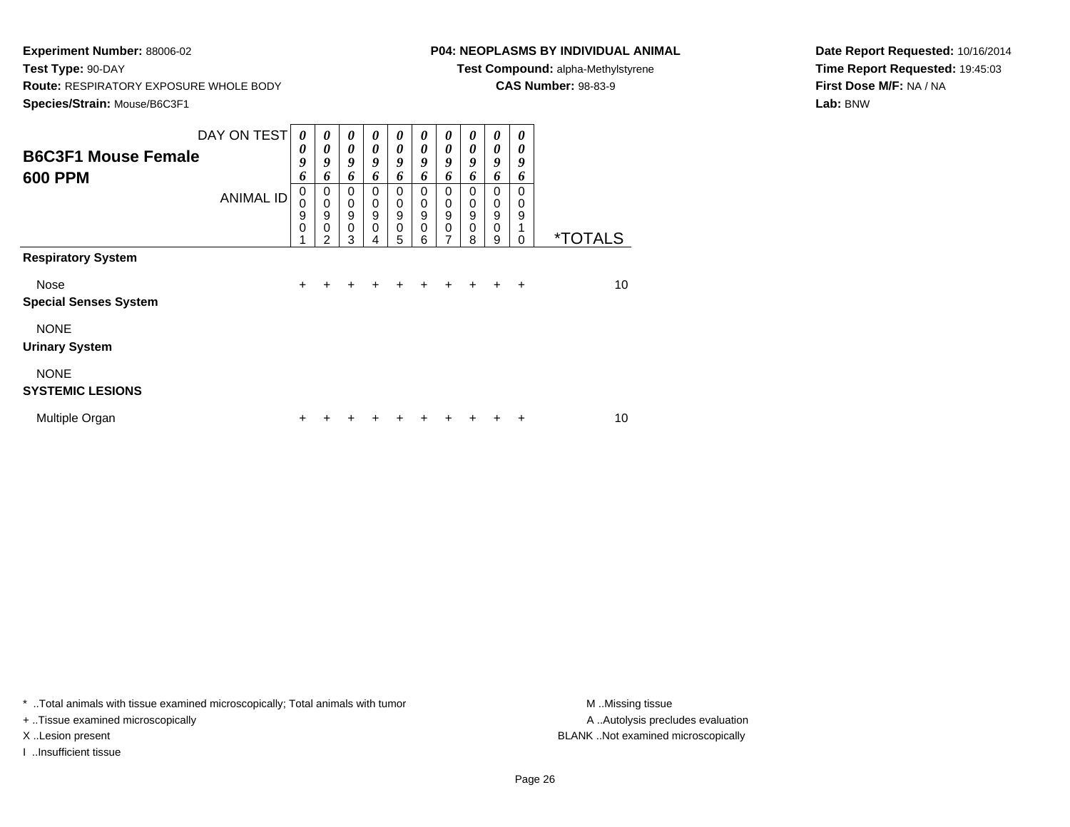**Experiment Number:** 88006-02
**Test Type:** 90-DAY
**Route:** RESPIRATORY EXPOSURE WHOLE BODY
**Species/Strain:** Mouse/B6C3F1

**P04: NEOPLASMS BY INDIVIDUAL ANIMAL**
**Test Compound:** alpha-Methylstyrene
**CAS Number:** 98-83-9

**Date Report Requested:** 10/16/2014
**Time Report Requested:** 19:45:03
**First Dose M/F:** NA / NA
**Lab:** BNW

## B6C3F1 Mouse Female
## 600 PPM

| DAY ON TEST | 0096 | 0096 | 0096 | 0096 | 0096 | 0096 | 0096 | 0096 | 0096 | 0096 | |
|---|---|---|---|---|---|---|---|---|---|---|---|
| ANIMAL ID | 00901 | 00902 | 00903 | 00904 | 00905 | 00906 | 00907 | 00908 | 00909 | 00910 | *TOTALS |
| **Respiratory System** | | | | | | | | | | | |
| Nose | + | + | + | + | + | + | + | + | + | + | 10 |
| **Special Senses System** | | | | | | | | | | | |
| NONE | | | | | | | | | | | |
| **Urinary System** | | | | | | | | | | | |
| NONE | | | | | | | | | | | |
| **SYSTEMIC LESIONS** | | | | | | | | | | | |
| Multiple Organ | + | + | + | + | + | + | + | + | + | + | 10 |

* ..Total animals with tissue examined microscopically; Total animals with tumor
+ ..Tissue examined microscopically
X ..Lesion present
I ..Insufficient tissue

M ..Missing tissue
A ..Autolysis precludes evaluation
BLANK ..Not examined microscopically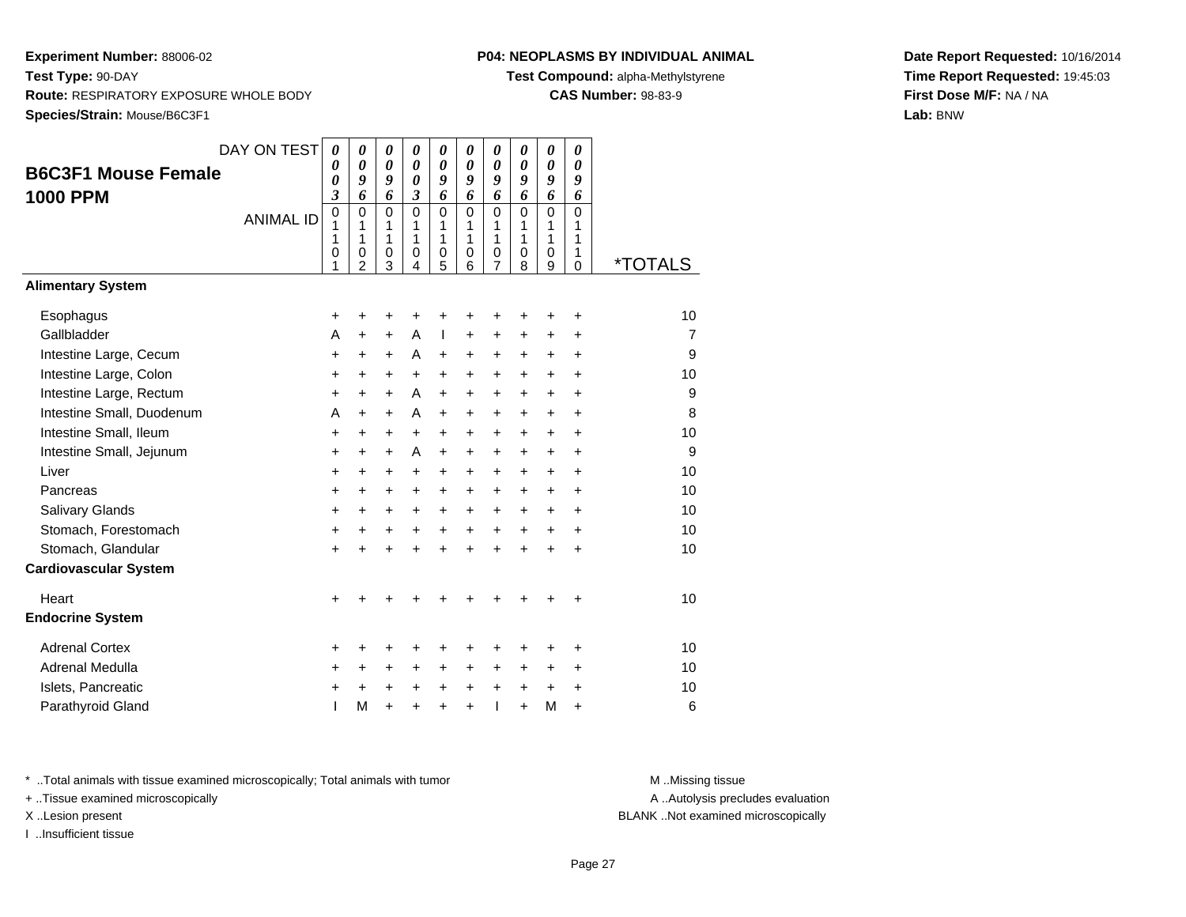**Experiment Number:** 88006-02
**Test Type:** 90-DAY
**Route:** RESPIRATORY EXPOSURE WHOLE BODY
**Species/Strain:** Mouse/B6C3F1

**P04: NEOPLASMS BY INDIVIDUAL ANIMAL**
**Test Compound:** alpha-Methylstyrene
**CAS Number:** 98-83-9

**Date Report Requested:** 10/16/2014
**Time Report Requested:** 19:45:03
**First Dose M/F:** NA / NA
**Lab:** BNW

## B6C3F1 Mouse Female 1000 PPM

| DAY ON TEST | 0003 | 0096 | 0096 | 0003 | 0096 | 0096 | 0096 | 0096 | 0096 | 0096 | |
|---|---|---|---|---|---|---|---|---|---|---|---|
| ANIMAL ID | 01101 | 01102 | 01103 | 01104 | 01105 | 01106 | 01107 | 01108 | 01109 | 01110 | *TOTALS |
| **Alimentary System** | | | | | | | | | | | |
| Esophagus | + | + | + | + | + | + | + | + | + | + | 10 |
| Gallbladder | A | + | + | A | I | + | + | + | + | + | 7 |
| Intestine Large, Cecum | + | + | + | A | + | + | + | + | + | + | 9 |
| Intestine Large, Colon | + | + | + | + | + | + | + | + | + | + | 10 |
| Intestine Large, Rectum | + | + | + | A | + | + | + | + | + | + | 9 |
| Intestine Small, Duodenum | A | + | + | A | + | + | + | + | + | + | 8 |
| Intestine Small, Ileum | + | + | + | + | + | + | + | + | + | + | 10 |
| Intestine Small, Jejunum | + | + | + | A | + | + | + | + | + | + | 9 |
| Liver | + | + | + | + | + | + | + | + | + | + | 10 |
| Pancreas | + | + | + | + | + | + | + | + | + | + | 10 |
| Salivary Glands | + | + | + | + | + | + | + | + | + | + | 10 |
| Stomach, Forestomach | + | + | + | + | + | + | + | + | + | + | 10 |
| Stomach, Glandular | + | + | + | + | + | + | + | + | + | + | 10 |
| **Cardiovascular System** | | | | | | | | | | | |
| Heart | + | + | + | + | + | + | + | + | + | + | 10 |
| **Endocrine System** | | | | | | | | | | | |
| Adrenal Cortex | + | + | + | + | + | + | + | + | + | + | 10 |
| Adrenal Medulla | + | + | + | + | + | + | + | + | + | + | 10 |
| Islets, Pancreatic | + | + | + | + | + | + | + | + | + | + | 10 |
| Parathyroid Gland | I | M | + | + | + | + | I | + | M | + | 6 |

\* ..Total animals with tissue examined microscopically; Total animals with tumor
\+ ..Tissue examined microscopically
X ..Lesion present
I ..Insufficient tissue

M ..Missing tissue
A ..Autolysis precludes evaluation
BLANK ..Not examined microscopically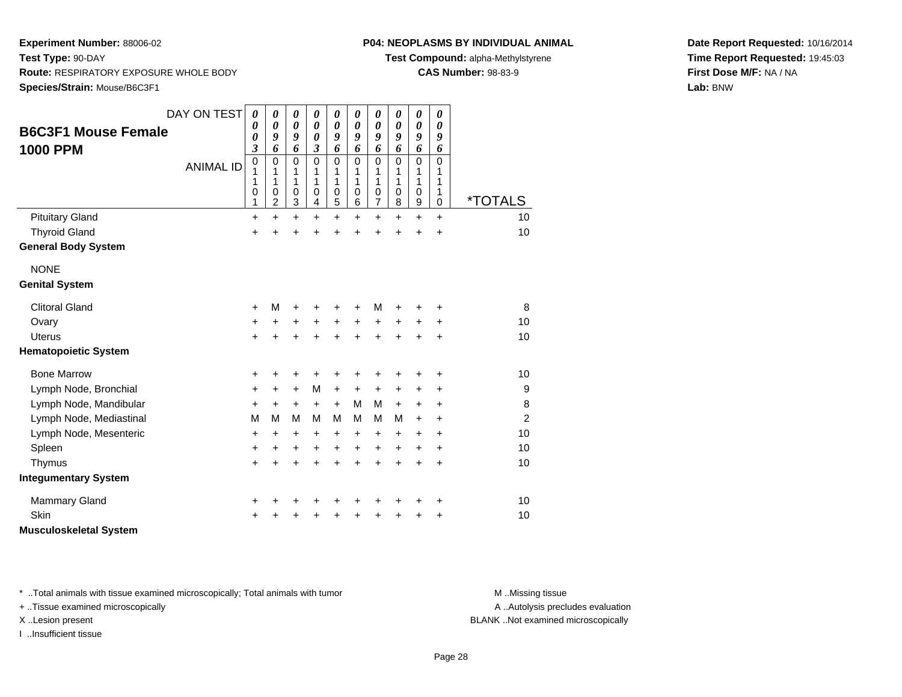**Experiment Number:** 88006-02
**Test Type:** 90-DAY
**Route:** RESPIRATORY EXPOSURE WHOLE BODY
**Species/Strain:** Mouse/B6C3F1

**P04: NEOPLASMS BY INDIVIDUAL ANIMAL**
**Test Compound:** alpha-Methylstyrene
**CAS Number:** 98-83-9

**Date Report Requested:** 10/16/2014
**Time Report Requested:** 19:45:03
**First Dose M/F:** NA / NA
**Lab:** BNW

## B6C3F1 Mouse Female 1000 PPM

| DAY ON TEST | 0003 | 0096 | 0096 | 0003 | 0096 | 0096 | 0096 | 0096 | 0096 | 0096 | |
|---|---|---|---|---|---|---|---|---|---|---|---|
| ANIMAL ID | 01101 | 01102 | 01103 | 01104 | 01105 | 01106 | 01107 | 01108 | 01109 | 01110 | *TOTALS |
| Pituitary Gland | + | + | + | + | + | + | + | + | + | + | 10 |
| Thyroid Gland | + | + | + | + | + | + | + | + | + | + | 10 |
| **General Body System** | | | | | | | | | | | |
| NONE | | | | | | | | | | | |
| **Genital System** | | | | | | | | | | | |
| Clitoral Gland | + | M | + | + | + | + | M | + | + | + | 8 |
| Ovary | + | + | + | + | + | + | + | + | + | + | 10 |
| Uterus | + | + | + | + | + | + | + | + | + | + | 10 |
| **Hematopoietic System** | | | | | | | | | | | |
| Bone Marrow | + | + | + | + | + | + | + | + | + | + | 10 |
| Lymph Node, Bronchial | + | + | + | M | + | + | + | + | + | + | 9 |
| Lymph Node, Mandibular | + | + | + | + | + | M | M | + | + | + | 8 |
| Lymph Node, Mediastinal | M | M | M | M | M | M | M | M | + | + | 2 |
| Lymph Node, Mesenteric | + | + | + | + | + | + | + | + | + | + | 10 |
| Spleen | + | + | + | + | + | + | + | + | + | + | 10 |
| Thymus | + | + | + | + | + | + | + | + | + | + | 10 |
| **Integumentary System** | | | | | | | | | | | |
| Mammary Gland | + | + | + | + | + | + | + | + | + | + | 10 |
| Skin | + | + | + | + | + | + | + | + | + | + | 10 |
| **Musculoskeletal System** | | | | | | | | | | | |

* ..Total animals with tissue examined microscopically; Total animals with tumor
+ ..Tissue examined microscopically
X ..Lesion present
I ..Insufficient tissue

M ..Missing tissue
A ..Autolysis precludes evaluation
BLANK ..Not examined microscopically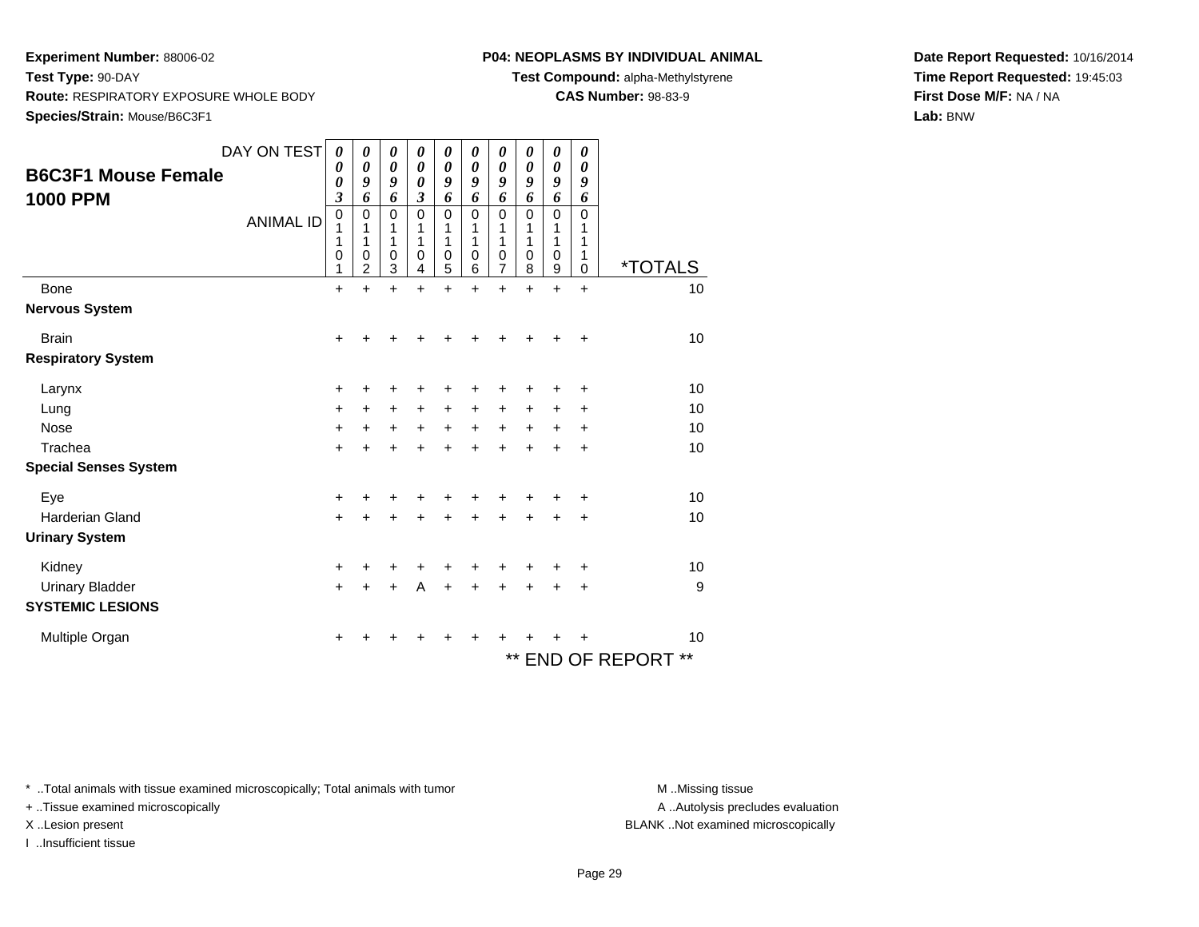**Experiment Number:** 88006-02
**Test Type:** 90-DAY
**Route:** RESPIRATORY EXPOSURE WHOLE BODY
**Species/Strain:** Mouse/B6C3F1

**P04: NEOPLASMS BY INDIVIDUAL ANIMAL**
**Test Compound:** alpha-Methylstyrene
**CAS Number:** 98-83-9

**Date Report Requested:** 10/16/2014
**Time Report Requested:** 19:45:03
**First Dose M/F:** NA / NA
**Lab:** BNW

## B6C3F1 Mouse Female 1000 PPM

| DAY ON TEST | 0003 | 0096 | 0096 | 0003 | 0096 | 0096 | 0096 | 0096 | 0096 | 0096 | |
|---|---|---|---|---|---|---|---|---|---|---|---|
| ANIMAL ID | 01101 | 01102 | 01103 | 01104 | 01105 | 01106 | 01107 | 01108 | 01109 | 01110 | *TOTALS |
| Bone | + | + | + | + | + | + | + | + | + | + | 10 |
| **Nervous System** | | | | | | | | | | | |
| Brain | + | + | + | + | + | + | + | + | + | + | 10 |
| **Respiratory System** | | | | | | | | | | | |
| Larynx | + | + | + | + | + | + | + | + | + | + | 10 |
| Lung | + | + | + | + | + | + | + | + | + | + | 10 |
| Nose | + | + | + | + | + | + | + | + | + | + | 10 |
| Trachea | + | + | + | + | + | + | + | + | + | + | 10 |
| **Special Senses System** | | | | | | | | | | | |
| Eye | + | + | + | + | + | + | + | + | + | + | 10 |
| Harderian Gland | + | + | + | + | + | + | + | + | + | + | 10 |
| **Urinary System** | | | | | | | | | | | |
| Kidney | + | + | + | + | + | + | + | + | + | + | 10 |
| Urinary Bladder | + | + | + | A | + | + | + | + | + | + | 9 |
| **SYSTEMIC LESIONS** | | | | | | | | | | | |
| Multiple Organ | + | + | + | + | + | + | + | + | + | + | 10 |

** END OF REPORT **

* ..Total animals with tissue examined microscopically; Total animals with tumor
+ ..Tissue examined microscopically
X ..Lesion present
I ..Insufficient tissue

M ..Missing tissue
A ..Autolysis precludes evaluation
BLANK ..Not examined microscopically